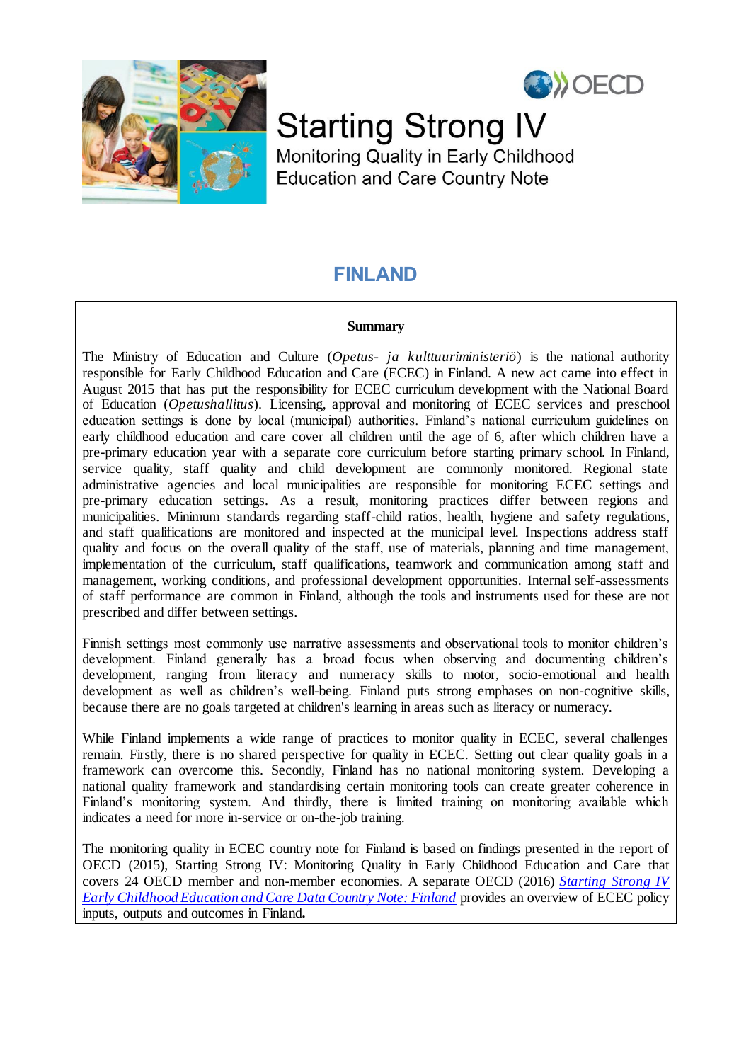# Starting Strong IV

## Monitoring Quality in Early Childhood Education and Care Country Note

# FINLAND

**Summary**

The Ministry of Education and Culture (*Opetus- ja kulttuuriministeriö*) is the national authority responsible for Early Childhood Education and Care (ECEC) in Finland. A new act came into effect in August 2015 that has put the responsibility for ECEC curriculum development with the National Board of Education (*Opetushallitus*). Licensing, approval and monitoring of ECEC services and preschool education settings is done by local (municipal) authorities. Finland's national curriculum guidelines on early childhood education and care cover all children until the age of 6, after which children have a pre-primary education year with a separate core curriculum before starting primary school. In Finland, service quality, staff quality and child development are commonly monitored. Regional state administrative agencies and local municipalities are responsible for monitoring ECEC settings and pre-primary education settings. As a result, monitoring practices differ between regions and municipalities. Minimum standards regarding staff-child ratios, health, hygiene and safety regulations, and staff qualifications are monitored and inspected at the municipal level. Inspections address staff quality and focus on the overall quality of the staff, use of materials, planning and time management, implementation of the curriculum, staff qualifications, teamwork and communication among staff and management, working conditions, and professional development opportunities. Internal self-assessments of staff performance are common in Finland, although the tools and instruments used for these are not prescribed and differ between settings.

Finnish settings most commonly use narrative assessments and observational tools to monitor children's development. Finland generally has a broad focus when observing and documenting children's development, ranging from literacy and numeracy skills to motor, socio-emotional and health development as well as children's well-being. Finland puts strong emphases on non-cognitive skills, because there are no goals targeted at children's learning in areas such as literacy or numeracy.

While Finland implements a wide range of practices to monitor quality in ECEC, several challenges remain. Firstly, there is no shared perspective for quality in ECEC. Setting out clear quality goals in a framework can overcome this. Secondly, Finland has no national monitoring system. Developing a national quality framework and standardising certain monitoring tools can create greater coherence in Finland's monitoring system. And thirdly, there is limited training on monitoring available which indicates a need for more in-service or on-the-job training.

The monitoring quality in ECEC country note for Finland is based on findings presented in the report of OECD (2015), Starting Strong IV: Monitoring Quality in Early Childhood Education and Care that covers 24 OECD member and non-member economies. A separate OECD (2016) *Starting Strong IV Early Childhood Education and Care Data Country Note: Finland* provides an overview of ECEC policy inputs, outputs and outcomes in Finland.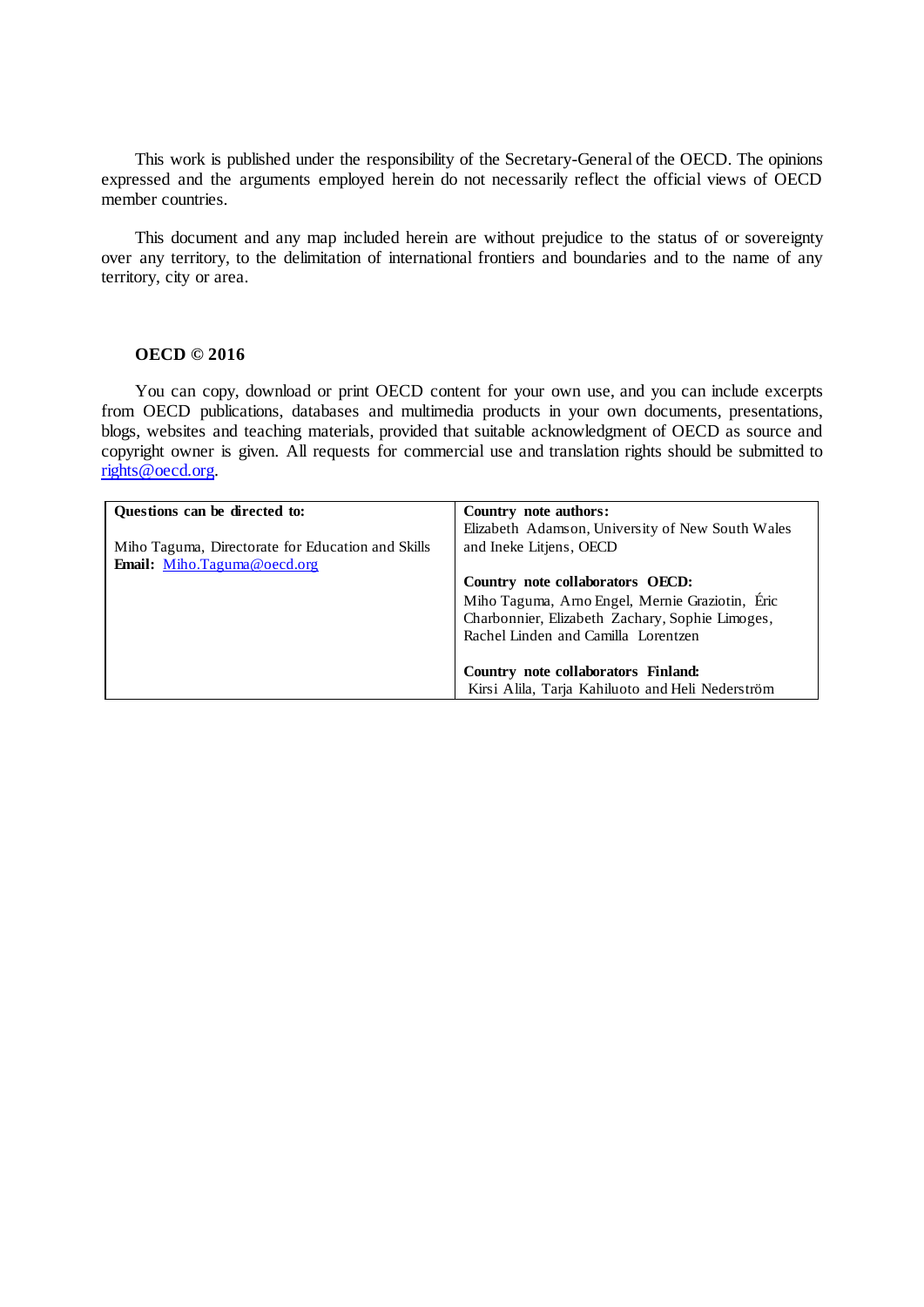This work is published under the responsibility of the Secretary-General of the OECD. The opinions expressed and the arguments employed herein do not necessarily reflect the official views of OECD member countries.

This document and any map included herein are without prejudice to the status of or sovereignty over any territory, to the delimitation of international frontiers and boundaries and to the name of any territory, city or area.

**OECD © 2016**

You can copy, download or print OECD content for your own use, and you can include excerpts from OECD publications, databases and multimedia products in your own documents, presentations, blogs, websites and teaching materials, provided that suitable acknowledgment of OECD as source and copyright owner is given. All requests for commercial use and translation rights should be submitted to rights@oecd.org.

| **Questions can be directed to:**<br><br>Miho Taguma, Directorate for Education and Skills<br>**Email:** Miho.Taguma@oecd.org | **Country note authors:**<br>Elizabeth Adamson, University of New South Wales and Ineke Litjens, OECD<br><br>**Country note collaborators OECD:**<br>Miho Taguma, Arno Engel, Mernie Graziotin, Éric Charbonnier, Elizabeth Zachary, Sophie Limoges, Rachel Linden and Camilla Lorentzen<br><br>**Country note collaborators Finland:**<br>Kirsi Alila, Tarja Kahiluoto and Heli Nederström |
|---|---|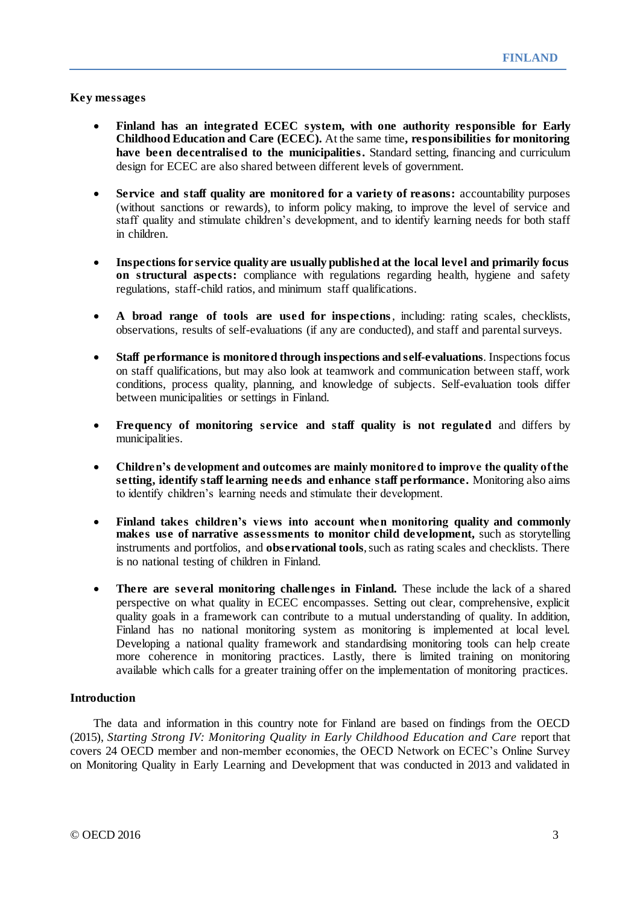## Key messages

- **Finland has an integrated ECEC system, with one authority responsible for Early Childhood Education and Care (ECEC).** At the same time**, responsibilities for monitoring have been decentralised to the municipalities.** Standard setting, financing and curriculum design for ECEC are also shared between different levels of government.

- **Service and staff quality are monitored for a variety of reasons:** accountability purposes (without sanctions or rewards), to inform policy making, to improve the level of service and staff quality and stimulate children's development, and to identify learning needs for both staff in children.

- **Inspections for service quality are usually published at the local level and primarily focus on structural aspects:** compliance with regulations regarding health, hygiene and safety regulations, staff-child ratios, and minimum staff qualifications.

- **A broad range of tools are used for inspections**, including: rating scales, checklists, observations, results of self-evaluations (if any are conducted), and staff and parental surveys.

- **Staff performance is monitored through inspections and self-evaluations**. Inspections focus on staff qualifications, but may also look at teamwork and communication between staff, work conditions, process quality, planning, and knowledge of subjects. Self-evaluation tools differ between municipalities or settings in Finland.

- **Frequency of monitoring service and staff quality is not regulated** and differs by municipalities.

- **Children's development and outcomes are mainly monitored to improve the quality of the setting, identify staff learning needs and enhance staff performance.** Monitoring also aims to identify children's learning needs and stimulate their development.

- **Finland takes children's views into account when monitoring quality and commonly makes use of narrative assessments to monitor child development,** such as storytelling instruments and portfolios, and **observational tools**, such as rating scales and checklists. There is no national testing of children in Finland.

- **There are several monitoring challenges in Finland.** These include the lack of a shared perspective on what quality in ECEC encompasses. Setting out clear, comprehensive, explicit quality goals in a framework can contribute to a mutual understanding of quality. In addition, Finland has no national monitoring system as monitoring is implemented at local level. Developing a national quality framework and standardising monitoring tools can help create more coherence in monitoring practices. Lastly, there is limited training on monitoring available which calls for a greater training offer on the implementation of monitoring practices.

## Introduction

The data and information in this country note for Finland are based on findings from the OECD (2015), *Starting Strong IV: Monitoring Quality in Early Childhood Education and Care* report that covers 24 OECD member and non-member economies, the OECD Network on ECEC's Online Survey on Monitoring Quality in Early Learning and Development that was conducted in 2013 and validated in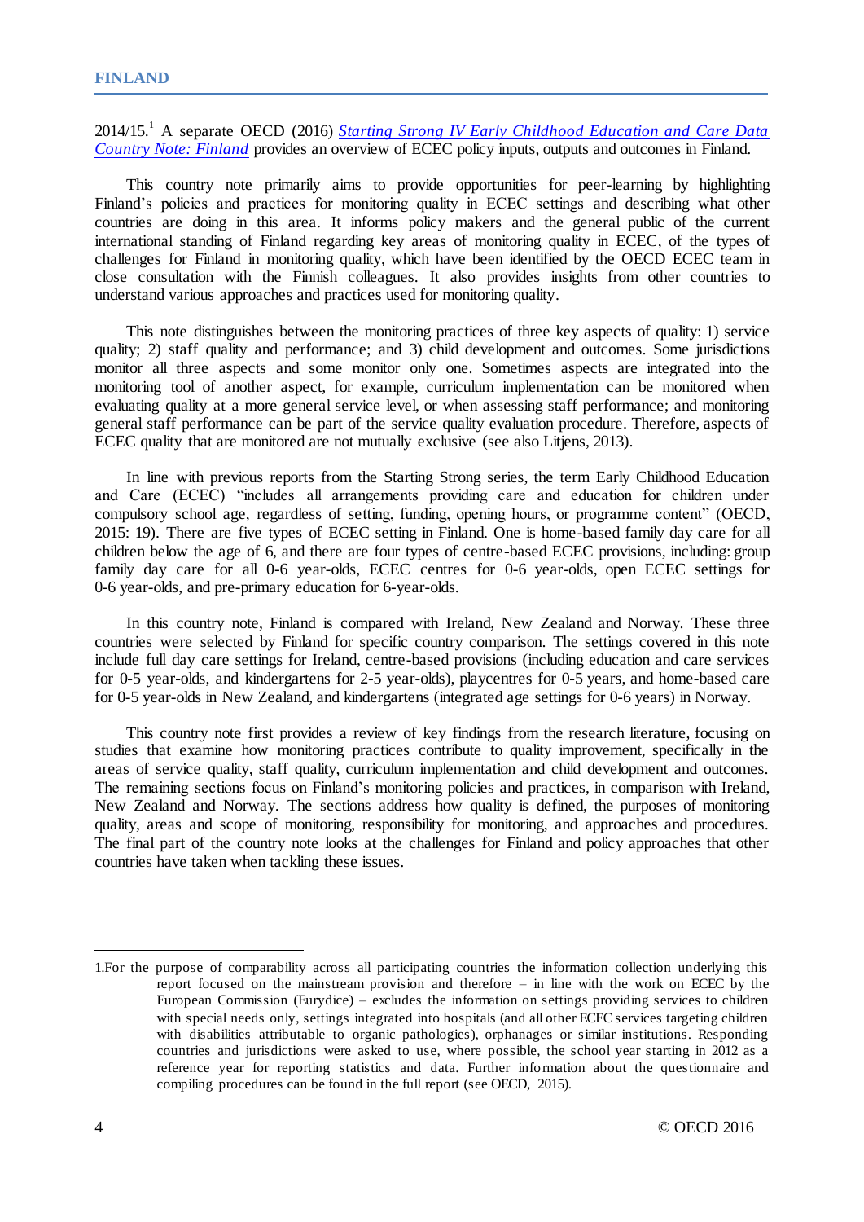2014/15.[1] A separate OECD (2016) *Starting Strong IV Early Childhood Education and Care Data Country Note: Finland* provides an overview of ECEC policy inputs, outputs and outcomes in Finland.

This country note primarily aims to provide opportunities for peer-learning by highlighting Finland's policies and practices for monitoring quality in ECEC settings and describing what other countries are doing in this area. It informs policy makers and the general public of the current international standing of Finland regarding key areas of monitoring quality in ECEC, of the types of challenges for Finland in monitoring quality, which have been identified by the OECD ECEC team in close consultation with the Finnish colleagues. It also provides insights from other countries to understand various approaches and practices used for monitoring quality.

This note distinguishes between the monitoring practices of three key aspects of quality: 1) service quality; 2) staff quality and performance; and 3) child development and outcomes. Some jurisdictions monitor all three aspects and some monitor only one. Sometimes aspects are integrated into the monitoring tool of another aspect, for example, curriculum implementation can be monitored when evaluating quality at a more general service level, or when assessing staff performance; and monitoring general staff performance can be part of the service quality evaluation procedure. Therefore, aspects of ECEC quality that are monitored are not mutually exclusive (see also Litjens, 2013).

In line with previous reports from the Starting Strong series, the term Early Childhood Education and Care (ECEC) "includes all arrangements providing care and education for children under compulsory school age, regardless of setting, funding, opening hours, or programme content" (OECD, 2015: 19). There are five types of ECEC setting in Finland. One is home-based family day care for all children below the age of 6, and there are four types of centre-based ECEC provisions, including: group family day care for all 0-6 year-olds, ECEC centres for 0-6 year-olds, open ECEC settings for 0-6 year-olds, and pre-primary education for 6-year-olds.

In this country note, Finland is compared with Ireland, New Zealand and Norway. These three countries were selected by Finland for specific country comparison. The settings covered in this note include full day care settings for Ireland, centre-based provisions (including education and care services for 0-5 year-olds, and kindergartens for 2-5 year-olds), playcentres for 0-5 years, and home-based care for 0-5 year-olds in New Zealand, and kindergartens (integrated age settings for 0-6 years) in Norway.

This country note first provides a review of key findings from the research literature, focusing on studies that examine how monitoring practices contribute to quality improvement, specifically in the areas of service quality, staff quality, curriculum implementation and child development and outcomes. The remaining sections focus on Finland's monitoring policies and practices, in comparison with Ireland, New Zealand and Norway. The sections address how quality is defined, the purposes of monitoring quality, areas and scope of monitoring, responsibility for monitoring, and approaches and procedures. The final part of the country note looks at the challenges for Finland and policy approaches that other countries have taken when tackling these issues.

---

1. For the purpose of comparability across all participating countries the information collection underlying this report focused on the mainstream provision and therefore – in line with the work on ECEC by the European Commission (Eurydice) – excludes the information on settings providing services to children with special needs only, settings integrated into hospitals (and all other ECEC services targeting children with disabilities attributable to organic pathologies), orphanages or similar institutions. Responding countries and jurisdictions were asked to use, where possible, the school year starting in 2012 as a reference year for reporting statistics and data. Further information about the questionnaire and compiling procedures can be found in the full report (see OECD, 2015).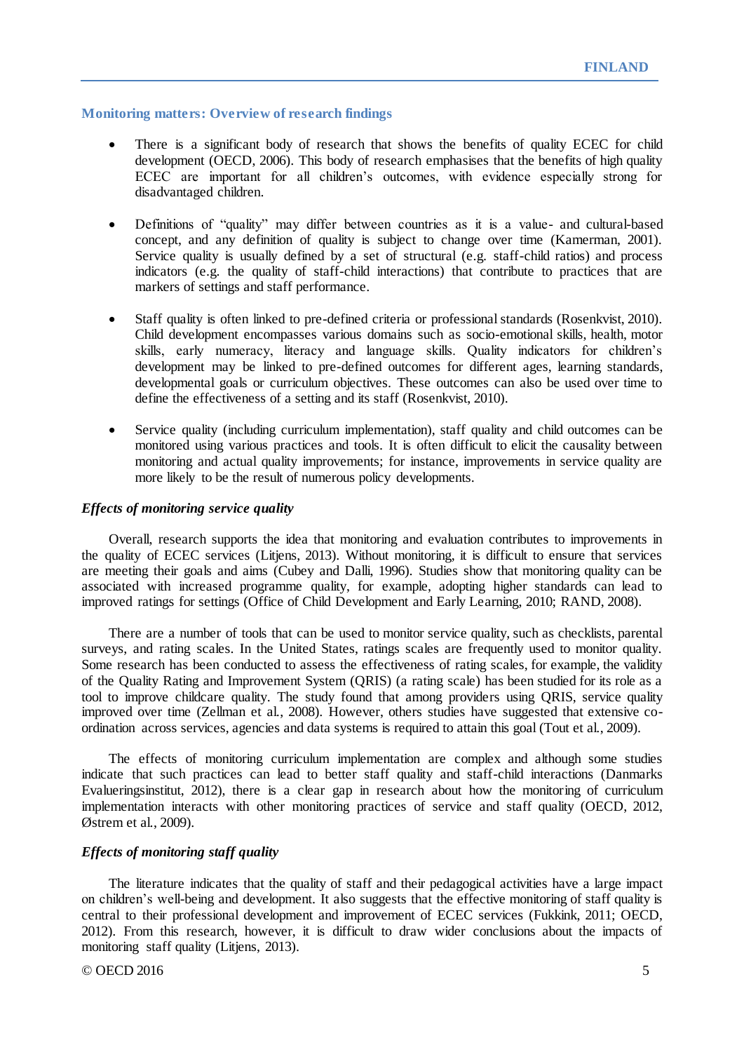### Monitoring matters: Overview of research findings

- There is a significant body of research that shows the benefits of quality ECEC for child development (OECD, 2006). This body of research emphasises that the benefits of high quality ECEC are important for all children's outcomes, with evidence especially strong for disadvantaged children.

- Definitions of "quality" may differ between countries as it is a value- and cultural-based concept, and any definition of quality is subject to change over time (Kamerman, 2001). Service quality is usually defined by a set of structural (e.g. staff-child ratios) and process indicators (e.g. the quality of staff-child interactions) that contribute to practices that are markers of settings and staff performance.

- Staff quality is often linked to pre-defined criteria or professional standards (Rosenkvist, 2010). Child development encompasses various domains such as socio-emotional skills, health, motor skills, early numeracy, literacy and language skills. Quality indicators for children's development may be linked to pre-defined outcomes for different ages, learning standards, developmental goals or curriculum objectives. These outcomes can also be used over time to define the effectiveness of a setting and its staff (Rosenkvist, 2010).

- Service quality (including curriculum implementation), staff quality and child outcomes can be monitored using various practices and tools. It is often difficult to elicit the causality between monitoring and actual quality improvements; for instance, improvements in service quality are more likely to be the result of numerous policy developments.

#### *Effects of monitoring service quality*

Overall, research supports the idea that monitoring and evaluation contributes to improvements in the quality of ECEC services (Litjens, 2013). Without monitoring, it is difficult to ensure that services are meeting their goals and aims (Cubey and Dalli, 1996). Studies show that monitoring quality can be associated with increased programme quality, for example, adopting higher standards can lead to improved ratings for settings (Office of Child Development and Early Learning, 2010; RAND, 2008).

There are a number of tools that can be used to monitor service quality, such as checklists, parental surveys, and rating scales. In the United States, ratings scales are frequently used to monitor quality. Some research has been conducted to assess the effectiveness of rating scales, for example, the validity of the Quality Rating and Improvement System (QRIS) (a rating scale) has been studied for its role as a tool to improve childcare quality. The study found that among providers using QRIS, service quality improved over time (Zellman et al., 2008). However, others studies have suggested that extensive co-ordination across services, agencies and data systems is required to attain this goal (Tout et al., 2009).

The effects of monitoring curriculum implementation are complex and although some studies indicate that such practices can lead to better staff quality and staff-child interactions (Danmarks Evalueringsinstitut, 2012), there is a clear gap in research about how the monitoring of curriculum implementation interacts with other monitoring practices of service and staff quality (OECD, 2012, Østrem et al., 2009).

#### *Effects of monitoring staff quality*

The literature indicates that the quality of staff and their pedagogical activities have a large impact on children's well-being and development. It also suggests that the effective monitoring of staff quality is central to their professional development and improvement of ECEC services (Fukkink, 2011; OECD, 2012). From this research, however, it is difficult to draw wider conclusions about the impacts of monitoring staff quality (Litjens, 2013).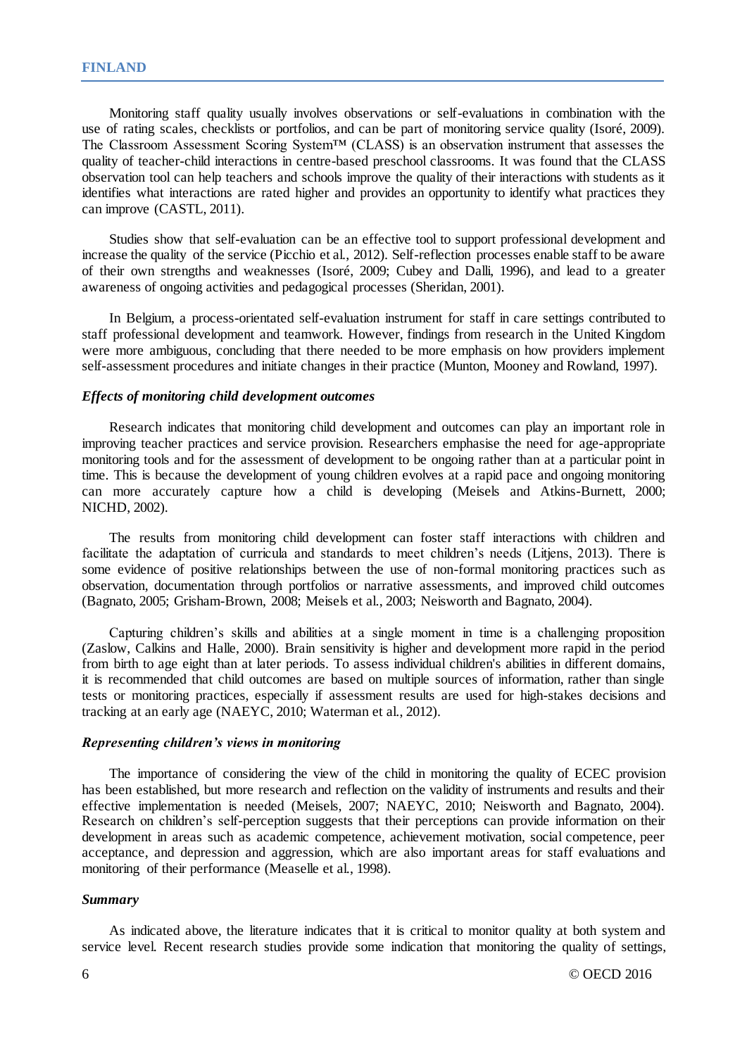Monitoring staff quality usually involves observations or self-evaluations in combination with the use of rating scales, checklists or portfolios, and can be part of monitoring service quality (Isoré, 2009). The Classroom Assessment Scoring System™ (CLASS) is an observation instrument that assesses the quality of teacher-child interactions in centre-based preschool classrooms. It was found that the CLASS observation tool can help teachers and schools improve the quality of their interactions with students as it identifies what interactions are rated higher and provides an opportunity to identify what practices they can improve (CASTL, 2011).

Studies show that self-evaluation can be an effective tool to support professional development and increase the quality of the service (Picchio et al., 2012). Self-reflection processes enable staff to be aware of their own strengths and weaknesses (Isoré, 2009; Cubey and Dalli, 1996), and lead to a greater awareness of ongoing activities and pedagogical processes (Sheridan, 2001).

In Belgium, a process-orientated self-evaluation instrument for staff in care settings contributed to staff professional development and teamwork. However, findings from research in the United Kingdom were more ambiguous, concluding that there needed to be more emphasis on how providers implement self-assessment procedures and initiate changes in their practice (Munton, Mooney and Rowland, 1997).

### *Effects of monitoring child development outcomes*

Research indicates that monitoring child development and outcomes can play an important role in improving teacher practices and service provision. Researchers emphasise the need for age-appropriate monitoring tools and for the assessment of development to be ongoing rather than at a particular point in time. This is because the development of young children evolves at a rapid pace and ongoing monitoring can more accurately capture how a child is developing (Meisels and Atkins-Burnett, 2000; NICHD, 2002).

The results from monitoring child development can foster staff interactions with children and facilitate the adaptation of curricula and standards to meet children's needs (Litjens, 2013). There is some evidence of positive relationships between the use of non-formal monitoring practices such as observation, documentation through portfolios or narrative assessments, and improved child outcomes (Bagnato, 2005; Grisham-Brown, 2008; Meisels et al., 2003; Neisworth and Bagnato, 2004).

Capturing children's skills and abilities at a single moment in time is a challenging proposition (Zaslow, Calkins and Halle, 2000). Brain sensitivity is higher and development more rapid in the period from birth to age eight than at later periods. To assess individual children's abilities in different domains, it is recommended that child outcomes are based on multiple sources of information, rather than single tests or monitoring practices, especially if assessment results are used for high-stakes decisions and tracking at an early age (NAEYC, 2010; Waterman et al., 2012).

### *Representing children's views in monitoring*

The importance of considering the view of the child in monitoring the quality of ECEC provision has been established, but more research and reflection on the validity of instruments and results and their effective implementation is needed (Meisels, 2007; NAEYC, 2010; Neisworth and Bagnato, 2004). Research on children's self-perception suggests that their perceptions can provide information on their development in areas such as academic competence, achievement motivation, social competence, peer acceptance, and depression and aggression, which are also important areas for staff evaluations and monitoring of their performance (Measelle et al., 1998).

### *Summary*

As indicated above, the literature indicates that it is critical to monitor quality at both system and service level. Recent research studies provide some indication that monitoring the quality of settings,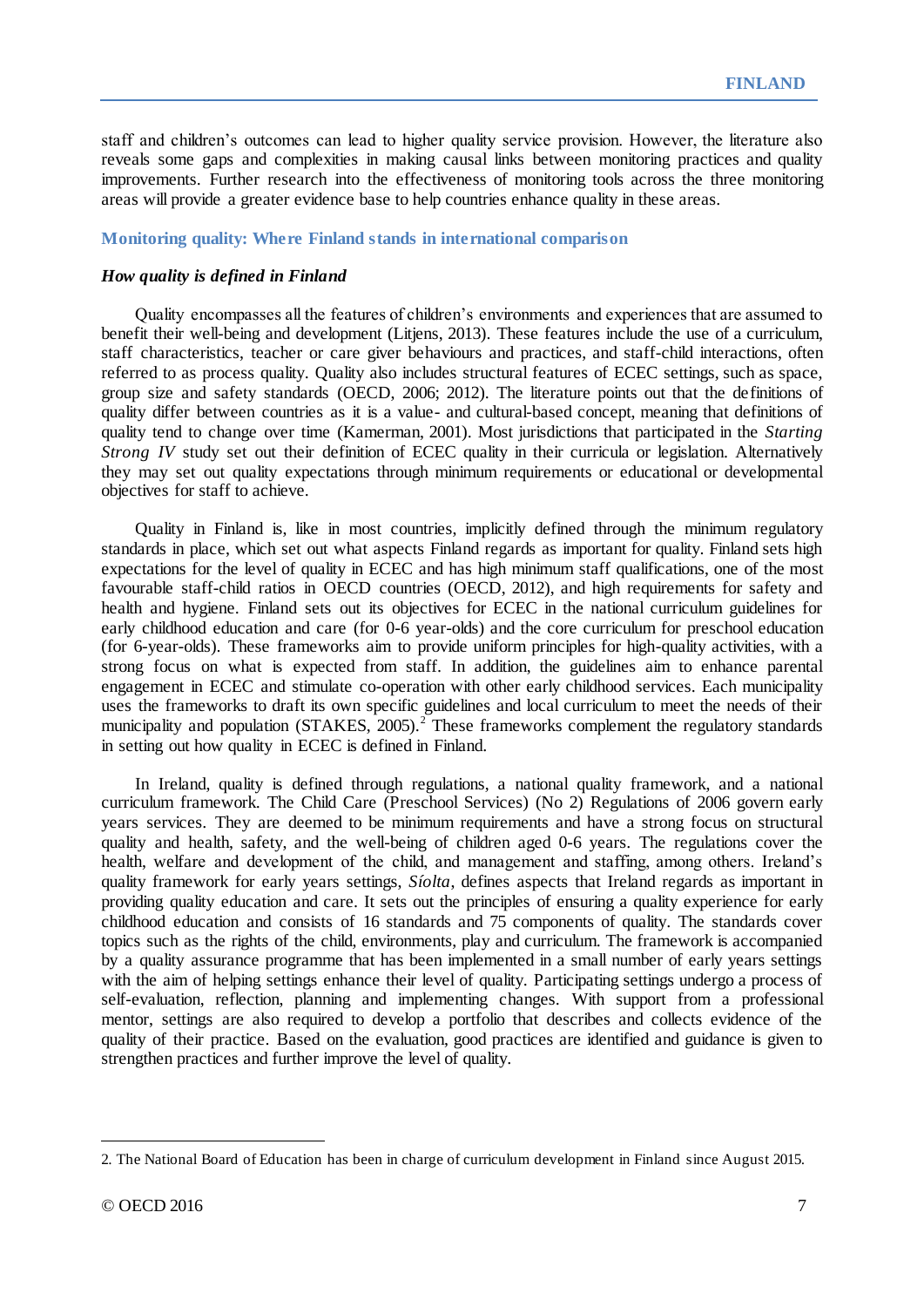staff and children's outcomes can lead to higher quality service provision. However, the literature also reveals some gaps and complexities in making causal links between monitoring practices and quality improvements. Further research into the effectiveness of monitoring tools across the three monitoring areas will provide a greater evidence base to help countries enhance quality in these areas.

## Monitoring quality: Where Finland stands in international comparison

### *How quality is defined in Finland*

Quality encompasses all the features of children's environments and experiences that are assumed to benefit their well-being and development (Litjens, 2013). These features include the use of a curriculum, staff characteristics, teacher or care giver behaviours and practices, and staff-child interactions, often referred to as process quality. Quality also includes structural features of ECEC settings, such as space, group size and safety standards (OECD, 2006; 2012). The literature points out that the definitions of quality differ between countries as it is a value- and cultural-based concept, meaning that definitions of quality tend to change over time (Kamerman, 2001). Most jurisdictions that participated in the *Starting Strong IV* study set out their definition of ECEC quality in their curricula or legislation. Alternatively they may set out quality expectations through minimum requirements or educational or developmental objectives for staff to achieve.

Quality in Finland is, like in most countries, implicitly defined through the minimum regulatory standards in place, which set out what aspects Finland regards as important for quality. Finland sets high expectations for the level of quality in ECEC and has high minimum staff qualifications, one of the most favourable staff-child ratios in OECD countries (OECD, 2012), and high requirements for safety and health and hygiene. Finland sets out its objectives for ECEC in the national curriculum guidelines for early childhood education and care (for 0-6 year-olds) and the core curriculum for preschool education (for 6-year-olds). These frameworks aim to provide uniform principles for high-quality activities, with a strong focus on what is expected from staff. In addition, the guidelines aim to enhance parental engagement in ECEC and stimulate co-operation with other early childhood services. Each municipality uses the frameworks to draft its own specific guidelines and local curriculum to meet the needs of their municipality and population (STAKES, 2005).[2] These frameworks complement the regulatory standards in setting out how quality in ECEC is defined in Finland.

In Ireland, quality is defined through regulations, a national quality framework, and a national curriculum framework. The Child Care (Preschool Services) (No 2) Regulations of 2006 govern early years services. They are deemed to be minimum requirements and have a strong focus on structural quality and health, safety, and the well-being of children aged 0-6 years. The regulations cover the health, welfare and development of the child, and management and staffing, among others. Ireland's quality framework for early years settings, *Síolta*, defines aspects that Ireland regards as important in providing quality education and care. It sets out the principles of ensuring a quality experience for early childhood education and consists of 16 standards and 75 components of quality. The standards cover topics such as the rights of the child, environments, play and curriculum. The framework is accompanied by a quality assurance programme that has been implemented in a small number of early years settings with the aim of helping settings enhance their level of quality. Participating settings undergo a process of self-evaluation, reflection, planning and implementing changes. With support from a professional mentor, settings are also required to develop a portfolio that describes and collects evidence of the quality of their practice. Based on the evaluation, good practices are identified and guidance is given to strengthen practices and further improve the level of quality.

---

2. The National Board of Education has been in charge of curriculum development in Finland since August 2015.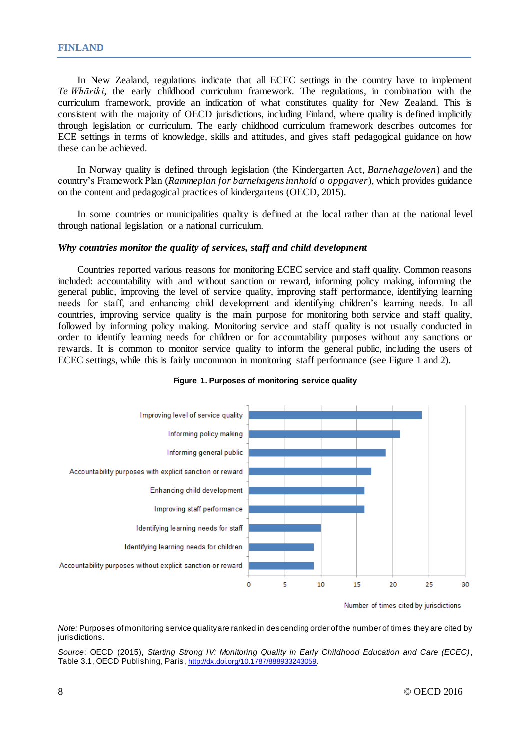In New Zealand, regulations indicate that all ECEC settings in the country have to implement *Te Whāriki*, the early childhood curriculum framework. The regulations, in combination with the curriculum framework, provide an indication of what constitutes quality for New Zealand. This is consistent with the majority of OECD jurisdictions, including Finland, where quality is defined implicitly through legislation or curriculum. The early childhood curriculum framework describes outcomes for ECE settings in terms of knowledge, skills and attitudes, and gives staff pedagogical guidance on how these can be achieved.

In Norway quality is defined through legislation (the Kindergarten Act, *Barnehageloven*) and the country's Framework Plan (*Rammeplan for barnehagens innhold o oppgaver*), which provides guidance on the content and pedagogical practices of kindergartens (OECD, 2015).

In some countries or municipalities quality is defined at the local rather than at the national level through national legislation or a national curriculum.

### *Why countries monitor the quality of services, staff and child development*

Countries reported various reasons for monitoring ECEC service and staff quality. Common reasons included: accountability with and without sanction or reward, informing policy making, informing the general public, improving the level of service quality, improving staff performance, identifying learning needs for staff, and enhancing child development and identifying children's learning needs. In all countries, improving service quality is the main purpose for monitoring both service and staff quality, followed by informing policy making. Monitoring service and staff quality is not usually conducted in order to identify learning needs for children or for accountability purposes without any sanctions or rewards. It is common to monitor service quality to inform the general public, including the users of ECEC settings, while this is fairly uncommon in monitoring staff performance (see Figure 1 and 2).

**Figure 1. Purposes of monitoring service quality**

| Purpose | Number of times cited by jurisdictions |
|---|---|
| Improving level of service quality | 24 |
| Informing policy making | 21 |
| Informing general public | 19 |
| Accountability purposes with explicit sanction or reward | 17 |
| Enhancing child development | 16 |
| Improving staff performance | 16 |
| Identifying learning needs for staff | 10 |
| Identifying learning needs for children | 9 |
| Accountability purposes without explicit sanction or reward | 9 |

*Note:* Purposes of monitoring service quality are ranked in descending order of the number of times they are cited by jurisdictions.

*Source*: OECD (2015), *Starting Strong IV: Monitoring Quality in Early Childhood Education and Care (ECEC)*, Table 3.1, OECD Publishing, Paris, http://dx.doi.org/10.1787/888933243059.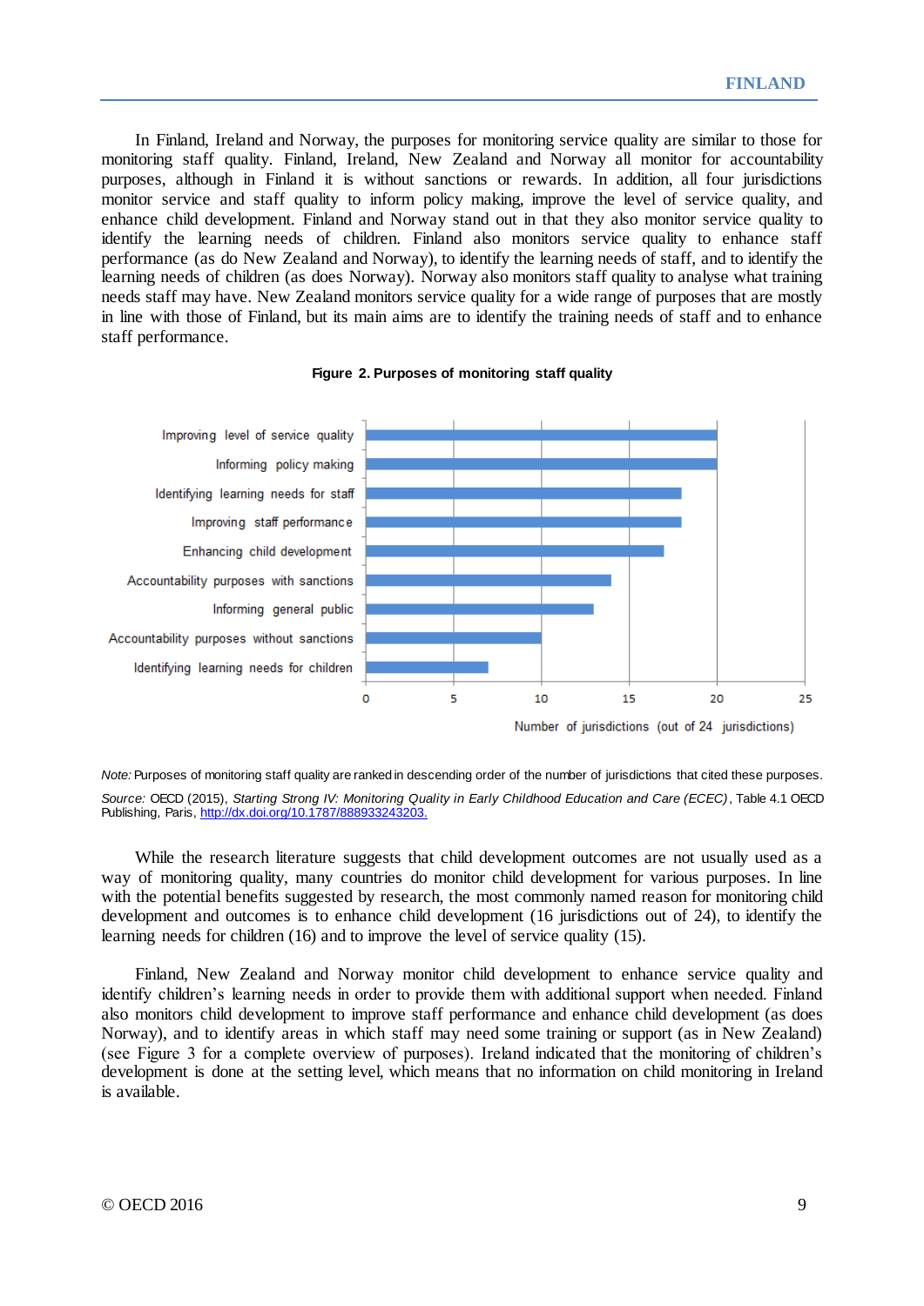In Finland, Ireland and Norway, the purposes for monitoring service quality are similar to those for monitoring staff quality. Finland, Ireland, New Zealand and Norway all monitor for accountability purposes, although in Finland it is without sanctions or rewards. In addition, all four jurisdictions monitor service and staff quality to inform policy making, improve the level of service quality, and enhance child development. Finland and Norway stand out in that they also monitor service quality to identify the learning needs of children. Finland also monitors service quality to enhance staff performance (as do New Zealand and Norway), to identify the learning needs of staff, and to identify the learning needs of children (as does Norway). Norway also monitors staff quality to analyse what training needs staff may have. New Zealand monitors service quality for a wide range of purposes that are mostly in line with those of Finland, but its main aims are to identify the training needs of staff and to enhance staff performance.

**Figure 2. Purposes of monitoring staff quality**

| Purpose | Number of jurisdictions (out of 24 jurisdictions) |
|---|---|
| Improving level of service quality | 20 |
| Informing policy making | 20 |
| Identifying learning needs for staff | 18 |
| Improving staff performance | 18 |
| Enhancing child development | 17 |
| Accountability purposes with sanctions | 14 |
| Informing general public | 13 |
| Accountability purposes without sanctions | 10 |
| Identifying learning needs for children | 7 |

*Note:* Purposes of monitoring staff quality are ranked in descending order of the number of jurisdictions that cited these purposes.

*Source:* OECD (2015), *Starting Strong IV: Monitoring Quality in Early Childhood Education and Care (ECEC)*, Table 4.1 OECD Publishing, Paris, http://dx.doi.org/10.1787/888933243203.

While the research literature suggests that child development outcomes are not usually used as a way of monitoring quality, many countries do monitor child development for various purposes. In line with the potential benefits suggested by research, the most commonly named reason for monitoring child development and outcomes is to enhance child development (16 jurisdictions out of 24), to identify the learning needs for children (16) and to improve the level of service quality (15).

Finland, New Zealand and Norway monitor child development to enhance service quality and identify children's learning needs in order to provide them with additional support when needed. Finland also monitors child development to improve staff performance and enhance child development (as does Norway), and to identify areas in which staff may need some training or support (as in New Zealand) (see Figure 3 for a complete overview of purposes). Ireland indicated that the monitoring of children's development is done at the setting level, which means that no information on child monitoring in Ireland is available.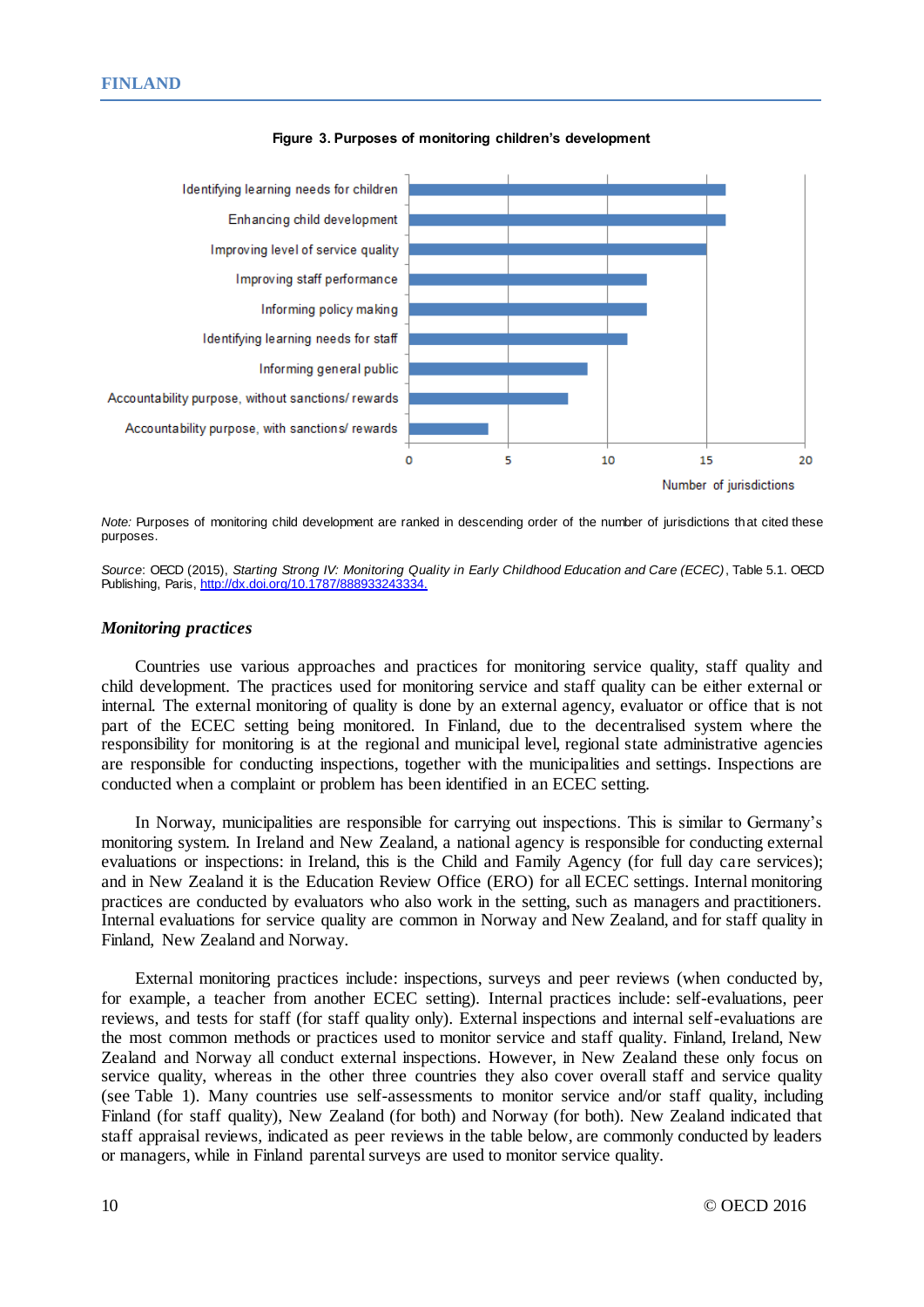**Figure 3. Purposes of monitoring children's development**

| Purpose | Number of jurisdictions |
|---|---|
| Identifying learning needs for children | 16 |
| Enhancing child development | 16 |
| Improving level of service quality | 15 |
| Improving staff performance | 12 |
| Informing policy making | 12 |
| Identifying learning needs for staff | 11 |
| Informing general public | 9 |
| Accountability purpose, without sanctions/ rewards | 8 |
| Accountability purpose, with sanctions/ rewards | 4 |

*Note:* Purposes of monitoring child development are ranked in descending order of the number of jurisdictions that cited these purposes.

*Source*: OECD (2015), *Starting Strong IV: Monitoring Quality in Early Childhood Education and Care (ECEC)*, Table 5.1. OECD Publishing, Paris, http://dx.doi.org/10.1787/888933243334.

### *Monitoring practices*

Countries use various approaches and practices for monitoring service quality, staff quality and child development. The practices used for monitoring service and staff quality can be either external or internal. The external monitoring of quality is done by an external agency, evaluator or office that is not part of the ECEC setting being monitored. In Finland, due to the decentralised system where the responsibility for monitoring is at the regional and municipal level, regional state administrative agencies are responsible for conducting inspections, together with the municipalities and settings. Inspections are conducted when a complaint or problem has been identified in an ECEC setting.

In Norway, municipalities are responsible for carrying out inspections. This is similar to Germany's monitoring system. In Ireland and New Zealand, a national agency is responsible for conducting external evaluations or inspections: in Ireland, this is the Child and Family Agency (for full day care services); and in New Zealand it is the Education Review Office (ERO) for all ECEC settings. Internal monitoring practices are conducted by evaluators who also work in the setting, such as managers and practitioners. Internal evaluations for service quality are common in Norway and New Zealand, and for staff quality in Finland, New Zealand and Norway.

External monitoring practices include: inspections, surveys and peer reviews (when conducted by, for example, a teacher from another ECEC setting). Internal practices include: self-evaluations, peer reviews, and tests for staff (for staff quality only). External inspections and internal self-evaluations are the most common methods or practices used to monitor service and staff quality. Finland, Ireland, New Zealand and Norway all conduct external inspections. However, in New Zealand these only focus on service quality, whereas in the other three countries they also cover overall staff and service quality (see Table 1). Many countries use self-assessments to monitor service and/or staff quality, including Finland (for staff quality), New Zealand (for both) and Norway (for both). New Zealand indicated that staff appraisal reviews, indicated as peer reviews in the table below, are commonly conducted by leaders or managers, while in Finland parental surveys are used to monitor service quality.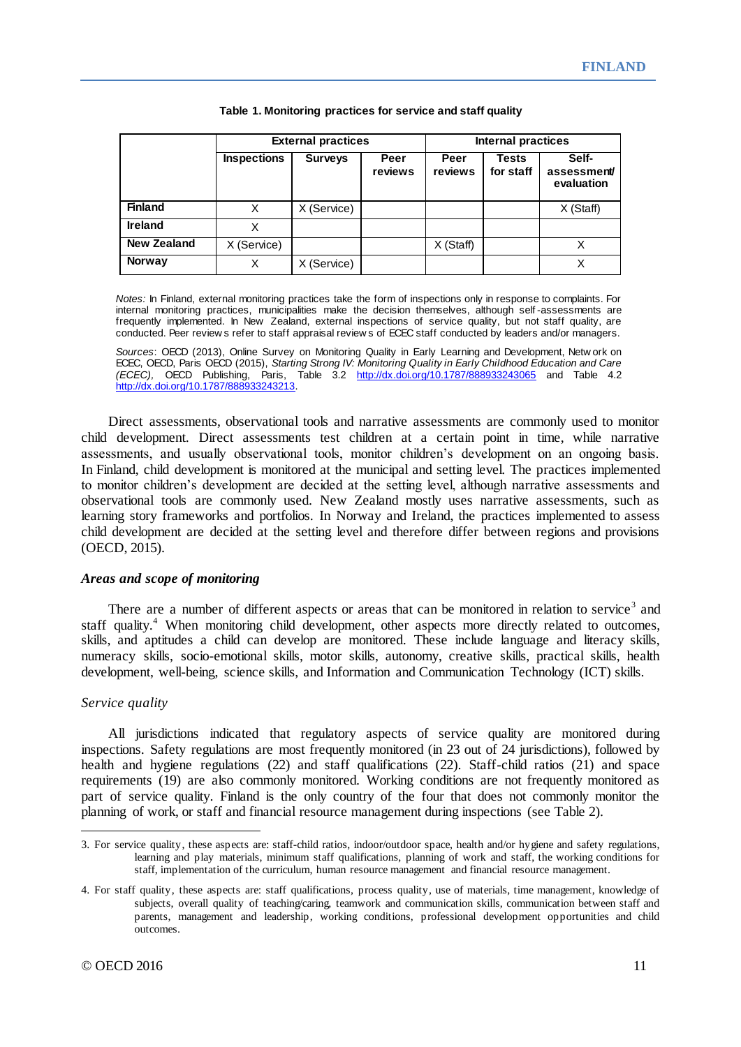**Table 1. Monitoring practices for service and staff quality**

| | External practices | | | Internal practices | | |
|---|---|---|---|---|---|---|
| | Inspections | Surveys | Peer reviews | Peer reviews | Tests for staff | Self-assessment/ evaluation |
| **Finland** | X | X (Service) | | | | X (Staff) |
| **Ireland** | X | | | | | |
| **New Zealand** | X (Service) | | | X (Staff) | | X |
| **Norway** | X | X (Service) | | | | X |

*Notes:* In Finland, external monitoring practices take the form of inspections only in response to complaints. For internal monitoring practices, municipalities make the decision themselves, although self-assessments are frequently implemented. In New Zealand, external inspections of service quality, but not staff quality, are conducted. Peer reviews refer to staff appraisal reviews of ECEC staff conducted by leaders and/or managers.

*Sources*: OECD (2013), Online Survey on Monitoring Quality in Early Learning and Development, Network on ECEC, OECD, Paris OECD (2015), *Starting Strong IV: Monitoring Quality in Early Childhood Education and Care (ECEC),* OECD Publishing, Paris, Table 3.2 http://dx.doi.org/10.1787/888933243065 and Table 4.2 http://dx.doi.org/10.1787/888933243213.

Direct assessments, observational tools and narrative assessments are commonly used to monitor child development. Direct assessments test children at a certain point in time, while narrative assessments, and usually observational tools, monitor children's development on an ongoing basis. In Finland, child development is monitored at the municipal and setting level. The practices implemented to monitor children's development are decided at the setting level, although narrative assessments and observational tools are commonly used. New Zealand mostly uses narrative assessments, such as learning story frameworks and portfolios. In Norway and Ireland, the practices implemented to assess child development are decided at the setting level and therefore differ between regions and provisions (OECD, 2015).

### *Areas and scope of monitoring*

There are a number of different aspects or areas that can be monitored in relation to service[3] and staff quality.[4] When monitoring child development, other aspects more directly related to outcomes, skills, and aptitudes a child can develop are monitored. These include language and literacy skills, numeracy skills, socio-emotional skills, motor skills, autonomy, creative skills, practical skills, health development, well-being, science skills, and Information and Communication Technology (ICT) skills.

#### *Service quality*

All jurisdictions indicated that regulatory aspects of service quality are monitored during inspections. Safety regulations are most frequently monitored (in 23 out of 24 jurisdictions), followed by health and hygiene regulations (22) and staff qualifications (22). Staff-child ratios (21) and space requirements (19) are also commonly monitored. Working conditions are not frequently monitored as part of service quality. Finland is the only country of the four that does not commonly monitor the planning of work, or staff and financial resource management during inspections (see Table 2).

---

3. For service quality, these aspects are: staff-child ratios, indoor/outdoor space, health and/or hygiene and safety regulations, learning and play materials, minimum staff qualifications, planning of work and staff, the working conditions for staff, implementation of the curriculum, human resource management and financial resource management.

4. For staff quality, these aspects are: staff qualifications, process quality, use of materials, time management, knowledge of subjects, overall quality of teaching/caring, teamwork and communication skills, communication between staff and parents, management and leadership, working conditions, professional development opportunities and child outcomes.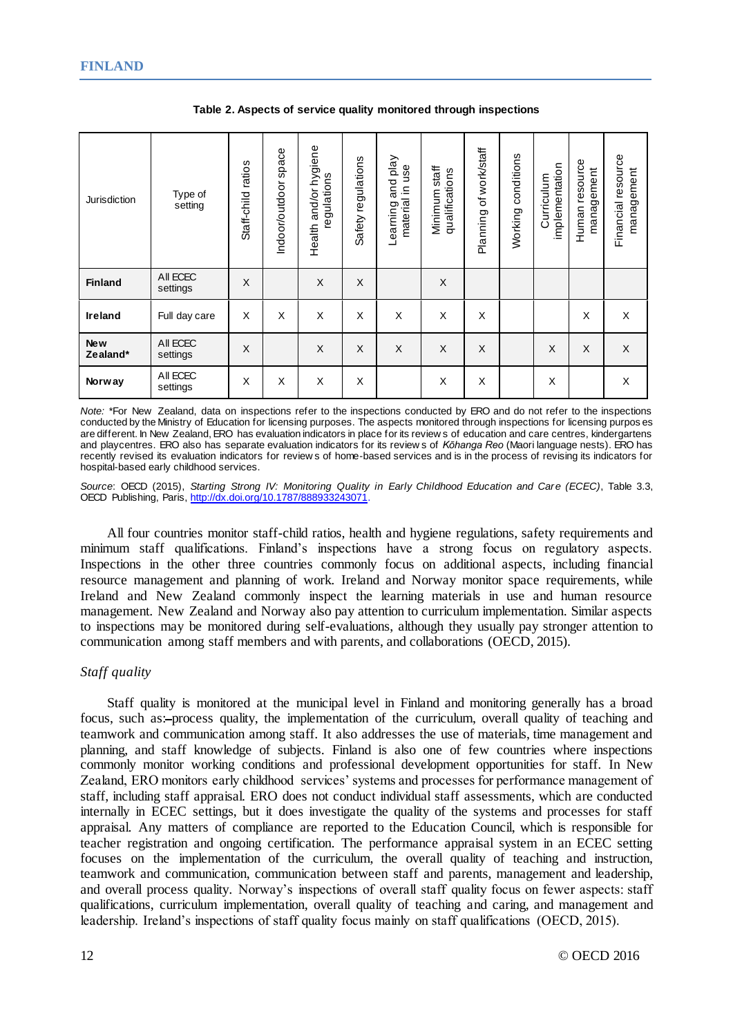**Table 2. Aspects of service quality monitored through inspections**

| Jurisdiction | Type of setting | Staff-child ratios | Indoor/outdoor space | Health and/or hygiene regulations | Safety regulations | Learning and play material in use | Minimum staff qualifications | Planning of work/staff | Working conditions | Curriculum implementation | Human resource management | Financial resource management |
|---|---|---|---|---|---|---|---|---|---|---|---|---|
| **Finland** | All ECEC settings | X | | X | X | | X | | | | | |
| **Ireland** | Full day care | X | X | X | X | X | X | X | | | X | X |
| **New Zealand*** | All ECEC settings | X | | X | X | X | X | X | | X | X | X |
| **Norway** | All ECEC settings | X | X | X | X | | X | X | | X | | X |

*Note:* *For New Zealand, data on inspections refer to the inspections conducted by ERO and do not refer to the inspections conducted by the Ministry of Education for licensing purposes. The aspects monitored through inspections for licensing purposes are different. In New Zealand, ERO has evaluation indicators in place for its reviews of education and care centres, kindergartens and playcentres. ERO also has separate evaluation indicators for its reviews of *Kōhanga Reo* (Maori language nests). ERO has recently revised its evaluation indicators for reviews of home-based services and is in the process of revising its indicators for hospital-based early childhood services.

*Source*: OECD (2015), *Starting Strong IV: Monitoring Quality in Early Childhood Education and Care (ECEC)*, Table 3.3, OECD Publishing, Paris, http://dx.doi.org/10.1787/888933243071.

All four countries monitor staff-child ratios, health and hygiene regulations, safety requirements and minimum staff qualifications. Finland's inspections have a strong focus on regulatory aspects. Inspections in the other three countries commonly focus on additional aspects, including financial resource management and planning of work. Ireland and Norway monitor space requirements, while Ireland and New Zealand commonly inspect the learning materials in use and human resource management. New Zealand and Norway also pay attention to curriculum implementation. Similar aspects to inspections may be monitored during self-evaluations, although they usually pay stronger attention to communication among staff members and with parents, and collaborations (OECD, 2015).

### *Staff quality*

Staff quality is monitored at the municipal level in Finland and monitoring generally has a broad focus, such as: process quality, the implementation of the curriculum, overall quality of teaching and teamwork and communication among staff. It also addresses the use of materials, time management and planning, and staff knowledge of subjects. Finland is also one of few countries where inspections commonly monitor working conditions and professional development opportunities for staff. In New Zealand, ERO monitors early childhood services' systems and processes for performance management of staff, including staff appraisal. ERO does not conduct individual staff assessments, which are conducted internally in ECEC settings, but it does investigate the quality of the systems and processes for staff appraisal. Any matters of compliance are reported to the Education Council, which is responsible for teacher registration and ongoing certification. The performance appraisal system in an ECEC setting focuses on the implementation of the curriculum, the overall quality of teaching and instruction, teamwork and communication, communication between staff and parents, management and leadership, and overall process quality. Norway's inspections of overall staff quality focus on fewer aspects: staff qualifications, curriculum implementation, overall quality of teaching and caring, and management and leadership. Ireland's inspections of staff quality focus mainly on staff qualifications (OECD, 2015).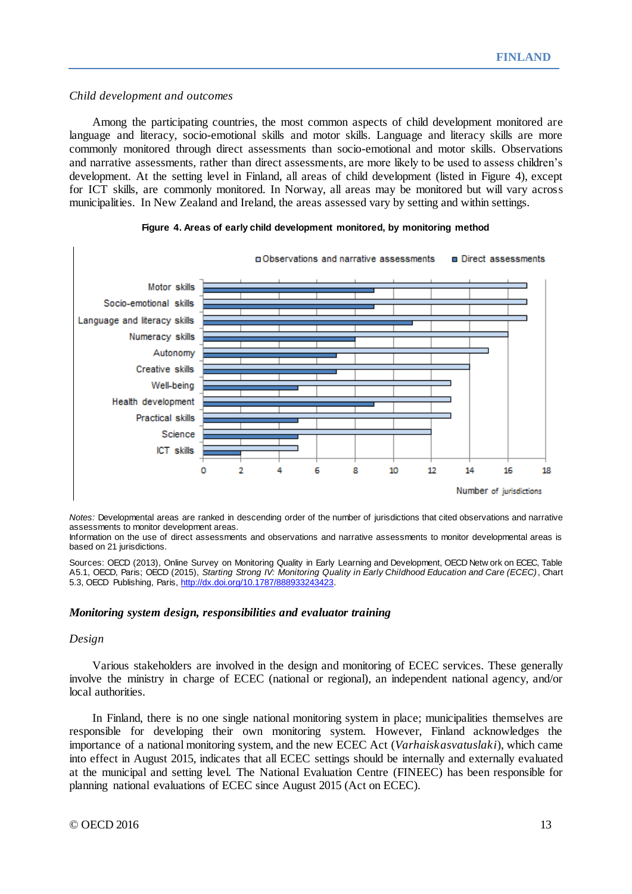*Child development and outcomes*

Among the participating countries, the most common aspects of child development monitored are language and literacy, socio-emotional skills and motor skills. Language and literacy skills are more commonly monitored through direct assessments than socio-emotional and motor skills. Observations and narrative assessments, rather than direct assessments, are more likely to be used to assess children's development. At the setting level in Finland, all areas of child development (listed in Figure 4), except for ICT skills, are commonly monitored. In Norway, all areas may be monitored but will vary across municipalities. In New Zealand and Ireland, the areas assessed vary by setting and within settings.

**Figure 4. Areas of early child development monitored, by monitoring method**

| Area | Observations and narrative assessments | Direct assessments |
|---|---|---|
| Motor skills | 17 | 9 |
| Socio-emotional skills | 17 | 9 |
| Language and literacy skills | 17 | 11 |
| Numeracy skills | 16 | 8 |
| Autonomy | 15 | 7 |
| Creative skills | 14 | 7 |
| Well-being | 13 | 5 |
| Health development | 13 | 9 |
| Practical skills | 13 | 5 |
| Science | 12 | 5 |
| ICT skills | 5 | 2 |

Number of jurisdictions

*Notes:* Developmental areas are ranked in descending order of the number of jurisdictions that cited observations and narrative assessments to monitor development areas.

Information on the use of direct assessments and observations and narrative assessments to monitor developmental areas is based on 21 jurisdictions.

Sources: OECD (2013), Online Survey on Monitoring Quality in Early Learning and Development, OECD Network on ECEC, Table A5.1, OECD, Paris; OECD (2015), *Starting Strong IV: Monitoring Quality in Early Childhood Education and Care (ECEC)*, Chart 5.3, OECD Publishing, Paris, http://dx.doi.org/10.1787/888933243423.

### *Monitoring system design, responsibilities and evaluator training*

*Design*

Various stakeholders are involved in the design and monitoring of ECEC services. These generally involve the ministry in charge of ECEC (national or regional), an independent national agency, and/or local authorities.

In Finland, there is no one single national monitoring system in place; municipalities themselves are responsible for developing their own monitoring system. However, Finland acknowledges the importance of a national monitoring system, and the new ECEC Act (*Varhaiskasvatuslaki*), which came into effect in August 2015, indicates that all ECEC settings should be internally and externally evaluated at the municipal and setting level. The National Evaluation Centre (FINEEC) has been responsible for planning national evaluations of ECEC since August 2015 (Act on ECEC).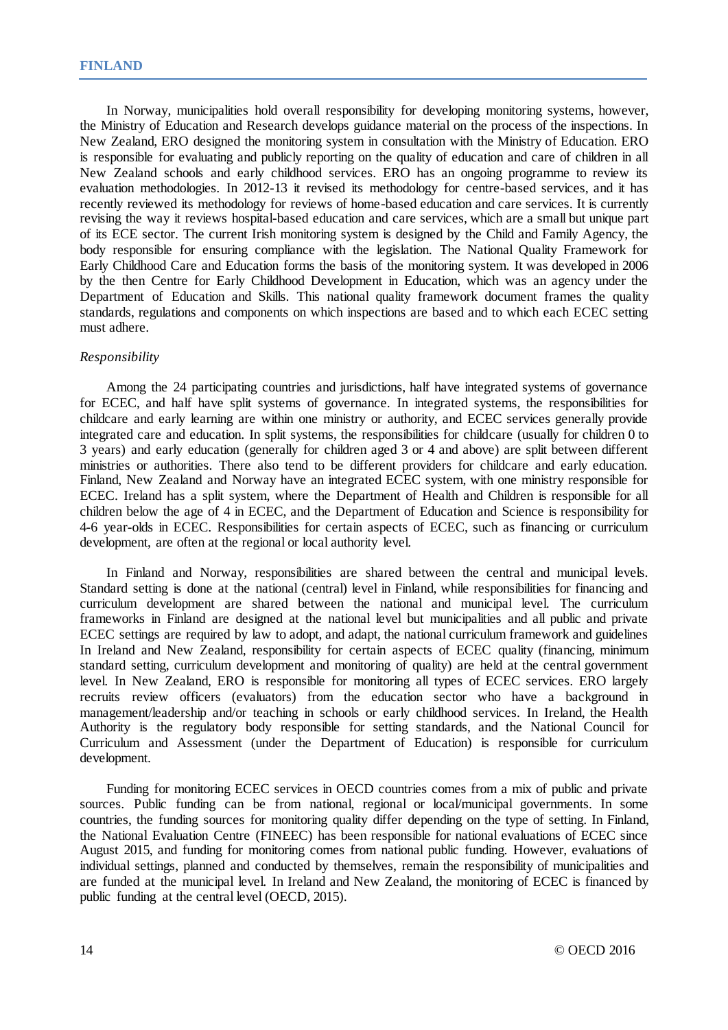In Norway, municipalities hold overall responsibility for developing monitoring systems, however, the Ministry of Education and Research develops guidance material on the process of the inspections. In New Zealand, ERO designed the monitoring system in consultation with the Ministry of Education. ERO is responsible for evaluating and publicly reporting on the quality of education and care of children in all New Zealand schools and early childhood services. ERO has an ongoing programme to review its evaluation methodologies. In 2012-13 it revised its methodology for centre-based services, and it has recently reviewed its methodology for reviews of home-based education and care services. It is currently revising the way it reviews hospital-based education and care services, which are a small but unique part of its ECE sector. The current Irish monitoring system is designed by the Child and Family Agency, the body responsible for ensuring compliance with the legislation. The National Quality Framework for Early Childhood Care and Education forms the basis of the monitoring system. It was developed in 2006 by the then Centre for Early Childhood Development in Education, which was an agency under the Department of Education and Skills. This national quality framework document frames the quality standards, regulations and components on which inspections are based and to which each ECEC setting must adhere.

*Responsibility*

Among the 24 participating countries and jurisdictions, half have integrated systems of governance for ECEC, and half have split systems of governance. In integrated systems, the responsibilities for childcare and early learning are within one ministry or authority, and ECEC services generally provide integrated care and education. In split systems, the responsibilities for childcare (usually for children 0 to 3 years) and early education (generally for children aged 3 or 4 and above) are split between different ministries or authorities. There also tend to be different providers for childcare and early education. Finland, New Zealand and Norway have an integrated ECEC system, with one ministry responsible for ECEC. Ireland has a split system, where the Department of Health and Children is responsible for all children below the age of 4 in ECEC, and the Department of Education and Science is responsibility for 4-6 year-olds in ECEC. Responsibilities for certain aspects of ECEC, such as financing or curriculum development, are often at the regional or local authority level.

In Finland and Norway, responsibilities are shared between the central and municipal levels. Standard setting is done at the national (central) level in Finland, while responsibilities for financing and curriculum development are shared between the national and municipal level. The curriculum frameworks in Finland are designed at the national level but municipalities and all public and private ECEC settings are required by law to adopt, and adapt, the national curriculum framework and guidelines In Ireland and New Zealand, responsibility for certain aspects of ECEC quality (financing, minimum standard setting, curriculum development and monitoring of quality) are held at the central government level. In New Zealand, ERO is responsible for monitoring all types of ECEC services. ERO largely recruits review officers (evaluators) from the education sector who have a background in management/leadership and/or teaching in schools or early childhood services. In Ireland, the Health Authority is the regulatory body responsible for setting standards, and the National Council for Curriculum and Assessment (under the Department of Education) is responsible for curriculum development.

Funding for monitoring ECEC services in OECD countries comes from a mix of public and private sources. Public funding can be from national, regional or local/municipal governments. In some countries, the funding sources for monitoring quality differ depending on the type of setting. In Finland, the National Evaluation Centre (FINEEC) has been responsible for national evaluations of ECEC since August 2015, and funding for monitoring comes from national public funding. However, evaluations of individual settings, planned and conducted by themselves, remain the responsibility of municipalities and are funded at the municipal level. In Ireland and New Zealand, the monitoring of ECEC is financed by public funding at the central level (OECD, 2015).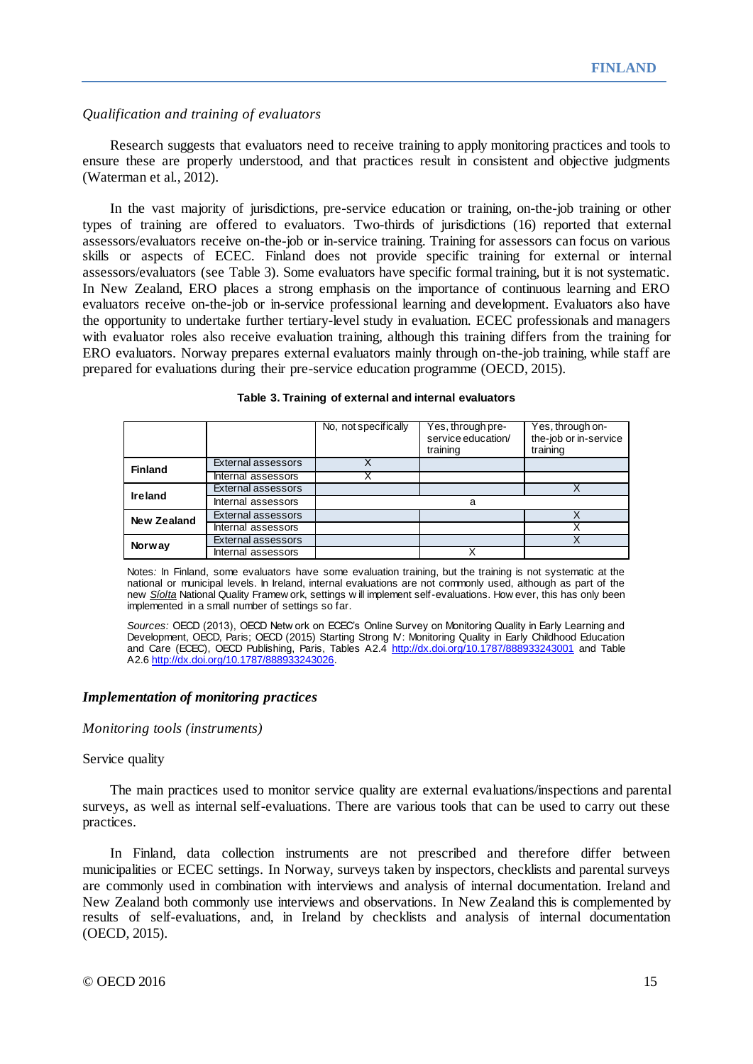*Qualification and training of evaluators*

Research suggests that evaluators need to receive training to apply monitoring practices and tools to ensure these are properly understood, and that practices result in consistent and objective judgments (Waterman et al., 2012).

In the vast majority of jurisdictions, pre-service education or training, on-the-job training or other types of training are offered to evaluators. Two-thirds of jurisdictions (16) reported that external assessors/evaluators receive on-the-job or in-service training. Training for assessors can focus on various skills or aspects of ECEC. Finland does not provide specific training for external or internal assessors/evaluators (see Table 3). Some evaluators have specific formal training, but it is not systematic. In New Zealand, ERO places a strong emphasis on the importance of continuous learning and ERO evaluators receive on-the-job or in-service professional learning and development. Evaluators also have the opportunity to undertake further tertiary-level study in evaluation. ECEC professionals and managers with evaluator roles also receive evaluation training, although this training differs from the training for ERO evaluators. Norway prepares external evaluators mainly through on-the-job training, while staff are prepared for evaluations during their pre-service education programme (OECD, 2015).

**Table 3. Training of external and internal evaluators**

| | | No, not specifically | Yes, through pre-service education/ training | Yes, through on-the-job or in-service training |
|---|---|---|---|---|
| **Finland** | External assessors | X | | |
| | Internal assessors | X | | |
| **Ireland** | External assessors | | | X |
| | Internal assessors | | a | |
| **New Zealand** | External assessors | | | X |
| | Internal assessors | | | X |
| **Norway** | External assessors | | | X |
| | Internal assessors | | X | |

Notes: In Finland, some evaluators have some evaluation training, but the training is not systematic at the national or municipal levels. In Ireland, internal evaluations are not commonly used, although as part of the new *Síolta* National Quality Framework, settings will implement self-evaluations. However, this has only been implemented in a small number of settings so far.

*Sources:* OECD (2013), OECD Network on ECEC's Online Survey on Monitoring Quality in Early Learning and Development, OECD, Paris; OECD (2015) Starting Strong IV: Monitoring Quality in Early Childhood Education and Care (ECEC), OECD Publishing, Paris, Tables A2.4 http://dx.doi.org/10.1787/888933243001 and Table A2.6 http://dx.doi.org/10.1787/888933243026.

### *Implementation of monitoring practices*

*Monitoring tools (instruments)*

Service quality

The main practices used to monitor service quality are external evaluations/inspections and parental surveys, as well as internal self-evaluations. There are various tools that can be used to carry out these practices.

In Finland, data collection instruments are not prescribed and therefore differ between municipalities or ECEC settings. In Norway, surveys taken by inspectors, checklists and parental surveys are commonly used in combination with interviews and analysis of internal documentation. Ireland and New Zealand both commonly use interviews and observations. In New Zealand this is complemented by results of self-evaluations, and, in Ireland by checklists and analysis of internal documentation (OECD, 2015).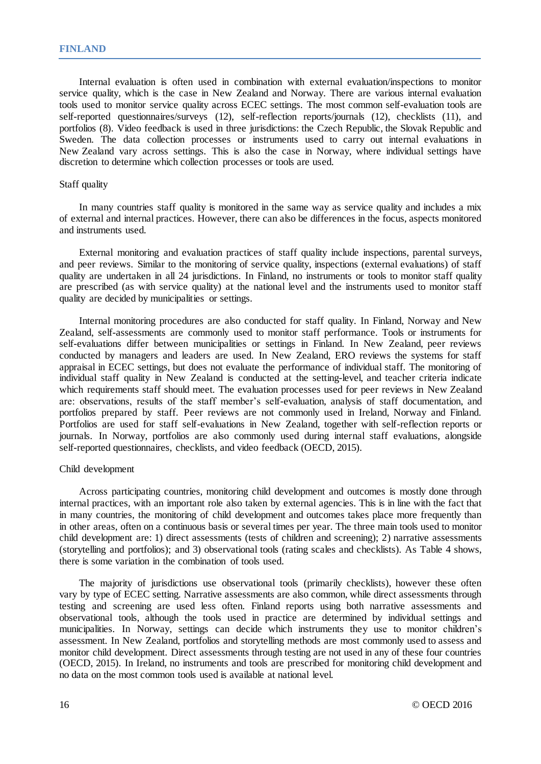Internal evaluation is often used in combination with external evaluation/inspections to monitor service quality, which is the case in New Zealand and Norway. There are various internal evaluation tools used to monitor service quality across ECEC settings. The most common self-evaluation tools are self-reported questionnaires/surveys (12), self-reflection reports/journals (12), checklists (11), and portfolios (8). Video feedback is used in three jurisdictions: the Czech Republic, the Slovak Republic and Sweden. The data collection processes or instruments used to carry out internal evaluations in New Zealand vary across settings. This is also the case in Norway, where individual settings have discretion to determine which collection processes or tools are used.

### Staff quality

In many countries staff quality is monitored in the same way as service quality and includes a mix of external and internal practices. However, there can also be differences in the focus, aspects monitored and instruments used.

External monitoring and evaluation practices of staff quality include inspections, parental surveys, and peer reviews. Similar to the monitoring of service quality, inspections (external evaluations) of staff quality are undertaken in all 24 jurisdictions. In Finland, no instruments or tools to monitor staff quality are prescribed (as with service quality) at the national level and the instruments used to monitor staff quality are decided by municipalities or settings.

Internal monitoring procedures are also conducted for staff quality. In Finland, Norway and New Zealand, self-assessments are commonly used to monitor staff performance. Tools or instruments for self-evaluations differ between municipalities or settings in Finland. In New Zealand, peer reviews conducted by managers and leaders are used. In New Zealand, ERO reviews the systems for staff appraisal in ECEC settings, but does not evaluate the performance of individual staff. The monitoring of individual staff quality in New Zealand is conducted at the setting-level, and teacher criteria indicate which requirements staff should meet. The evaluation processes used for peer reviews in New Zealand are: observations, results of the staff member's self-evaluation, analysis of staff documentation, and portfolios prepared by staff. Peer reviews are not commonly used in Ireland, Norway and Finland. Portfolios are used for staff self-evaluations in New Zealand, together with self-reflection reports or journals. In Norway, portfolios are also commonly used during internal staff evaluations, alongside self-reported questionnaires, checklists, and video feedback (OECD, 2015).

### Child development

Across participating countries, monitoring child development and outcomes is mostly done through internal practices, with an important role also taken by external agencies. This is in line with the fact that in many countries, the monitoring of child development and outcomes takes place more frequently than in other areas, often on a continuous basis or several times per year. The three main tools used to monitor child development are: 1) direct assessments (tests of children and screening); 2) narrative assessments (storytelling and portfolios); and 3) observational tools (rating scales and checklists). As Table 4 shows, there is some variation in the combination of tools used.

The majority of jurisdictions use observational tools (primarily checklists), however these often vary by type of ECEC setting. Narrative assessments are also common, while direct assessments through testing and screening are used less often. Finland reports using both narrative assessments and observational tools, although the tools used in practice are determined by individual settings and municipalities. In Norway, settings can decide which instruments they use to monitor children's assessment. In New Zealand, portfolios and storytelling methods are most commonly used to assess and monitor child development. Direct assessments through testing are not used in any of these four countries (OECD, 2015). In Ireland, no instruments and tools are prescribed for monitoring child development and no data on the most common tools used is available at national level.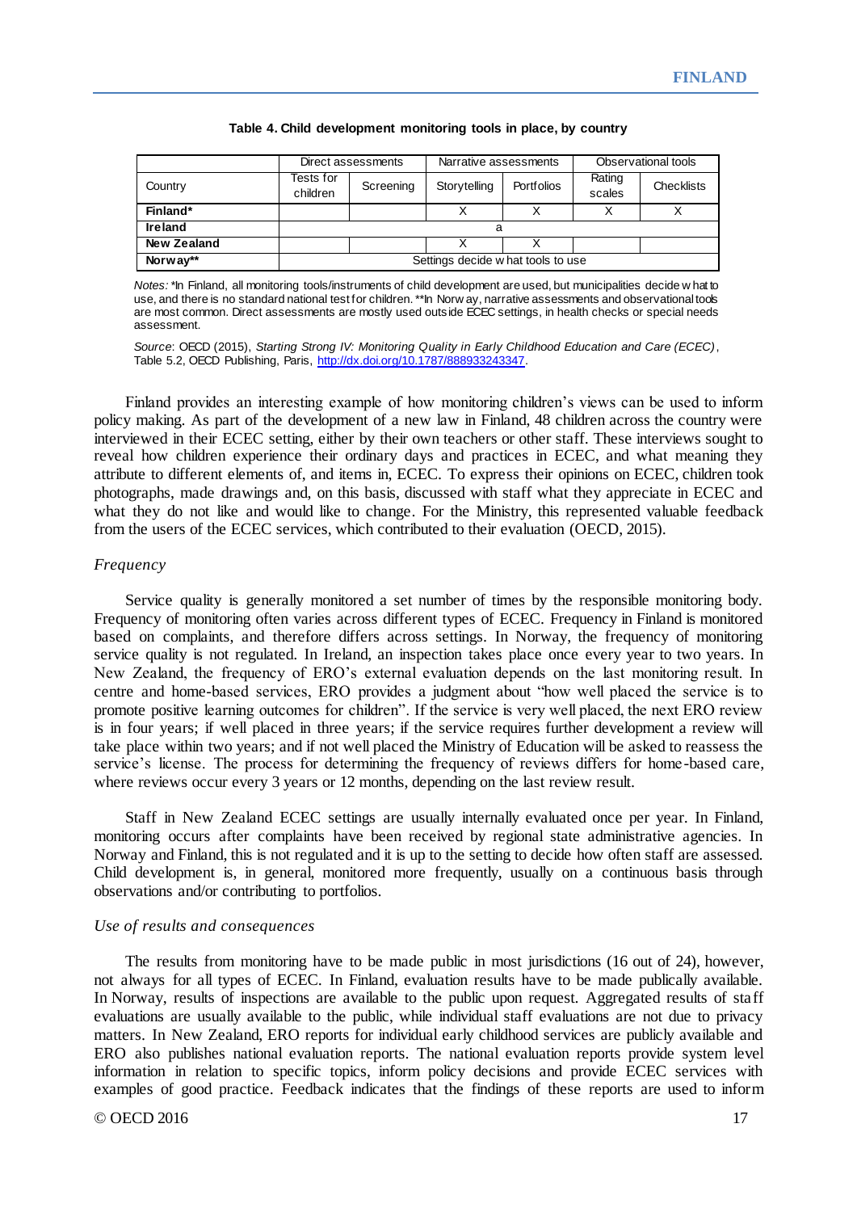**Table 4. Child development monitoring tools in place, by country**

| | Direct assessments | | Narrative assessments | | Observational tools | |
|---|---|---|---|---|---|---|
| Country | Tests for children | Screening | Storytelling | Portfolios | Rating scales | Checklists |
| **Finland*** | | | X | X | X | X |
| **Ireland** | a | | | | | |
| **New Zealand** | | | X | X | | |
| **Norway**** | Settings decide what tools to use | | | | | |

*Notes:* *In Finland, all monitoring tools/instruments of child development are used, but municipalities decide what to use, and there is no standard national test for children. **In Norway, narrative assessments and observational tools are most common. Direct assessments are mostly used outside ECEC settings, in health checks or special needs assessment.

*Source*: OECD (2015), *Starting Strong IV: Monitoring Quality in Early Childhood Education and Care (ECEC)*, Table 5.2, OECD Publishing, Paris, http://dx.doi.org/10.1787/888933243347.

Finland provides an interesting example of how monitoring children's views can be used to inform policy making. As part of the development of a new law in Finland, 48 children across the country were interviewed in their ECEC setting, either by their own teachers or other staff. These interviews sought to reveal how children experience their ordinary days and practices in ECEC, and what meaning they attribute to different elements of, and items in, ECEC. To express their opinions on ECEC, children took photographs, made drawings and, on this basis, discussed with staff what they appreciate in ECEC and what they do not like and would like to change. For the Ministry, this represented valuable feedback from the users of the ECEC services, which contributed to their evaluation (OECD, 2015).

*Frequency*

Service quality is generally monitored a set number of times by the responsible monitoring body. Frequency of monitoring often varies across different types of ECEC. Frequency in Finland is monitored based on complaints, and therefore differs across settings. In Norway, the frequency of monitoring service quality is not regulated. In Ireland, an inspection takes place once every year to two years. In New Zealand, the frequency of ERO's external evaluation depends on the last monitoring result. In centre and home-based services, ERO provides a judgment about "how well placed the service is to promote positive learning outcomes for children". If the service is very well placed, the next ERO review is in four years; if well placed in three years; if the service requires further development a review will take place within two years; and if not well placed the Ministry of Education will be asked to reassess the service's license. The process for determining the frequency of reviews differs for home-based care, where reviews occur every 3 years or 12 months, depending on the last review result.

Staff in New Zealand ECEC settings are usually internally evaluated once per year. In Finland, monitoring occurs after complaints have been received by regional state administrative agencies. In Norway and Finland, this is not regulated and it is up to the setting to decide how often staff are assessed. Child development is, in general, monitored more frequently, usually on a continuous basis through observations and/or contributing to portfolios.

*Use of results and consequences*

The results from monitoring have to be made public in most jurisdictions (16 out of 24), however, not always for all types of ECEC. In Finland, evaluation results have to be made publically available. In Norway, results of inspections are available to the public upon request. Aggregated results of staff evaluations are usually available to the public, while individual staff evaluations are not due to privacy matters. In New Zealand, ERO reports for individual early childhood services are publicly available and ERO also publishes national evaluation reports. The national evaluation reports provide system level information in relation to specific topics, inform policy decisions and provide ECEC services with examples of good practice. Feedback indicates that the findings of these reports are used to inform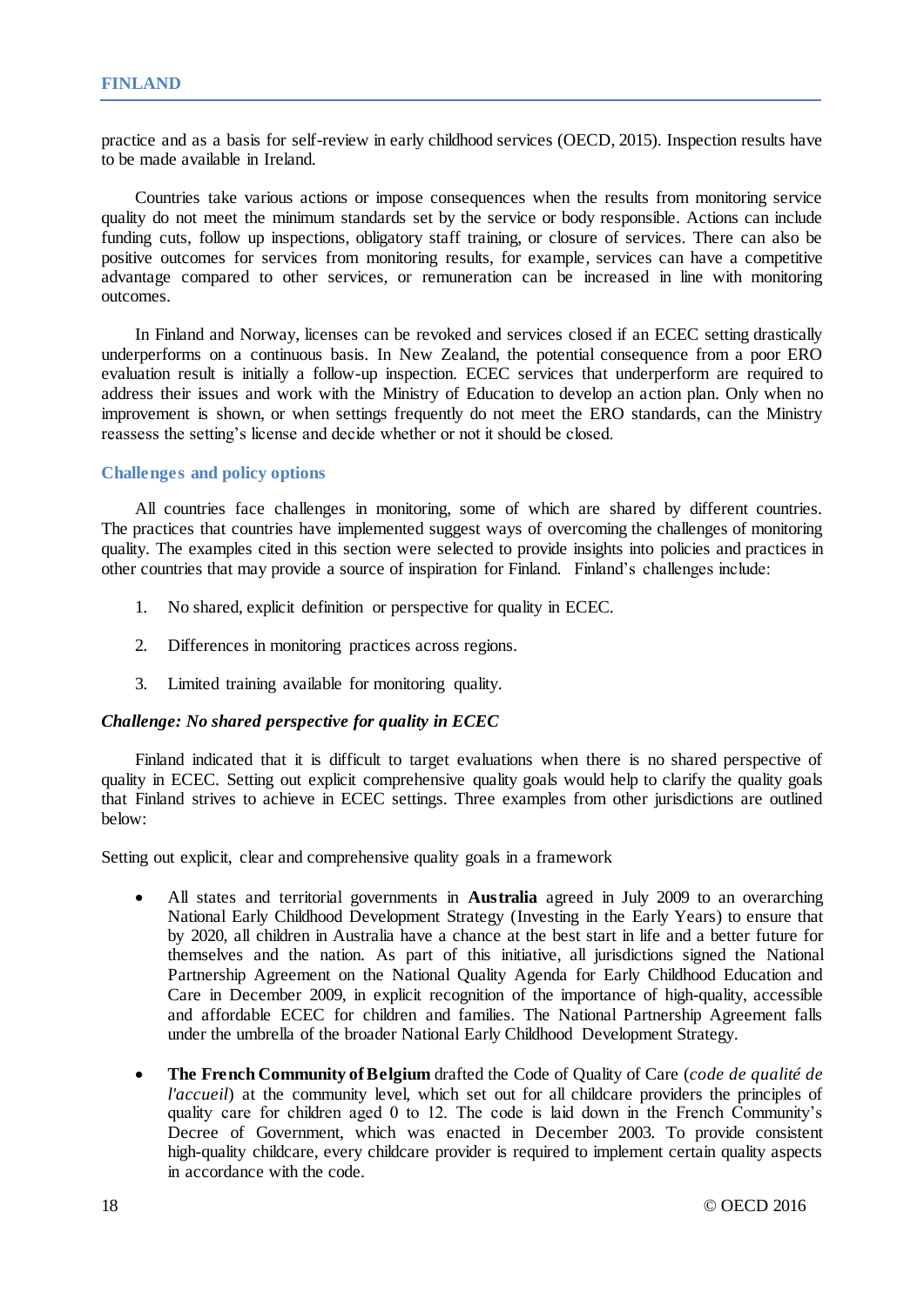practice and as a basis for self-review in early childhood services (OECD, 2015). Inspection results have to be made available in Ireland.

Countries take various actions or impose consequences when the results from monitoring service quality do not meet the minimum standards set by the service or body responsible. Actions can include funding cuts, follow up inspections, obligatory staff training, or closure of services. There can also be positive outcomes for services from monitoring results, for example, services can have a competitive advantage compared to other services, or remuneration can be increased in line with monitoring outcomes.

In Finland and Norway, licenses can be revoked and services closed if an ECEC setting drastically underperforms on a continuous basis. In New Zealand, the potential consequence from a poor ERO evaluation result is initially a follow-up inspection. ECEC services that underperform are required to address their issues and work with the Ministry of Education to develop an action plan. Only when no improvement is shown, or when settings frequently do not meet the ERO standards, can the Ministry reassess the setting's license and decide whether or not it should be closed.

## Challenges and policy options

All countries face challenges in monitoring, some of which are shared by different countries. The practices that countries have implemented suggest ways of overcoming the challenges of monitoring quality. The examples cited in this section were selected to provide insights into policies and practices in other countries that may provide a source of inspiration for Finland. Finland's challenges include:

1. No shared, explicit definition or perspective for quality in ECEC.
2. Differences in monitoring practices across regions.
3. Limited training available for monitoring quality.

### *Challenge: No shared perspective for quality in ECEC*

Finland indicated that it is difficult to target evaluations when there is no shared perspective of quality in ECEC. Setting out explicit comprehensive quality goals would help to clarify the quality goals that Finland strives to achieve in ECEC settings. Three examples from other jurisdictions are outlined below:

Setting out explicit, clear and comprehensive quality goals in a framework

- All states and territorial governments in **Australia** agreed in July 2009 to an overarching National Early Childhood Development Strategy (Investing in the Early Years) to ensure that by 2020, all children in Australia have a chance at the best start in life and a better future for themselves and the nation. As part of this initiative, all jurisdictions signed the National Partnership Agreement on the National Quality Agenda for Early Childhood Education and Care in December 2009, in explicit recognition of the importance of high-quality, accessible and affordable ECEC for children and families. The National Partnership Agreement falls under the umbrella of the broader National Early Childhood Development Strategy.

- **The French Community of Belgium** drafted the Code of Quality of Care (*code de qualité de l'accueil*) at the community level, which set out for all childcare providers the principles of quality care for children aged 0 to 12. The code is laid down in the French Community's Decree of Government, which was enacted in December 2003. To provide consistent high-quality childcare, every childcare provider is required to implement certain quality aspects in accordance with the code.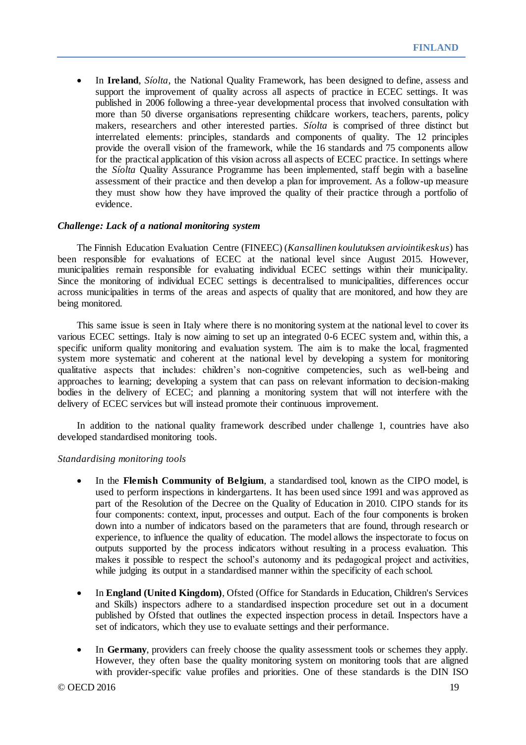- In **Ireland**, *Síolta*, the National Quality Framework, has been designed to define, assess and support the improvement of quality across all aspects of practice in ECEC settings. It was published in 2006 following a three-year developmental process that involved consultation with more than 50 diverse organisations representing childcare workers, teachers, parents, policy makers, researchers and other interested parties. *Síolta* is comprised of three distinct but interrelated elements: principles, standards and components of quality. The 12 principles provide the overall vision of the framework, while the 16 standards and 75 components allow for the practical application of this vision across all aspects of ECEC practice. In settings where the *Síolta* Quality Assurance Programme has been implemented, staff begin with a baseline assessment of their practice and then develop a plan for improvement. As a follow-up measure they must show how they have improved the quality of their practice through a portfolio of evidence.

### *Challenge: Lack of a national monitoring system*

The Finnish Education Evaluation Centre (FINEEC) (*Kansallinen koulutuksen arviointikeskus*) has been responsible for evaluations of ECEC at the national level since August 2015. However, municipalities remain responsible for evaluating individual ECEC settings within their municipality. Since the monitoring of individual ECEC settings is decentralised to municipalities, differences occur across municipalities in terms of the areas and aspects of quality that are monitored, and how they are being monitored.

This same issue is seen in Italy where there is no monitoring system at the national level to cover its various ECEC settings. Italy is now aiming to set up an integrated 0-6 ECEC system and, within this, a specific uniform quality monitoring and evaluation system. The aim is to make the local, fragmented system more systematic and coherent at the national level by developing a system for monitoring qualitative aspects that includes: children's non-cognitive competencies, such as well-being and approaches to learning; developing a system that can pass on relevant information to decision-making bodies in the delivery of ECEC; and planning a monitoring system that will not interfere with the delivery of ECEC services but will instead promote their continuous improvement.

In addition to the national quality framework described under challenge 1, countries have also developed standardised monitoring tools.

#### *Standardising monitoring tools*

- In the **Flemish Community of Belgium**, a standardised tool, known as the CIPO model, is used to perform inspections in kindergartens. It has been used since 1991 and was approved as part of the Resolution of the Decree on the Quality of Education in 2010. CIPO stands for its four components: context, input, processes and output. Each of the four components is broken down into a number of indicators based on the parameters that are found, through research or experience, to influence the quality of education. The model allows the inspectorate to focus on outputs supported by the process indicators without resulting in a process evaluation. This makes it possible to respect the school's autonomy and its pedagogical project and activities, while judging its output in a standardised manner within the specificity of each school.

- In **England (United Kingdom)**, Ofsted (Office for Standards in Education, Children's Services and Skills) inspectors adhere to a standardised inspection procedure set out in a document published by Ofsted that outlines the expected inspection process in detail. Inspectors have a set of indicators, which they use to evaluate settings and their performance.

- In **Germany**, providers can freely choose the quality assessment tools or schemes they apply. However, they often base the quality monitoring system on monitoring tools that are aligned with provider-specific value profiles and priorities. One of these standards is the DIN ISO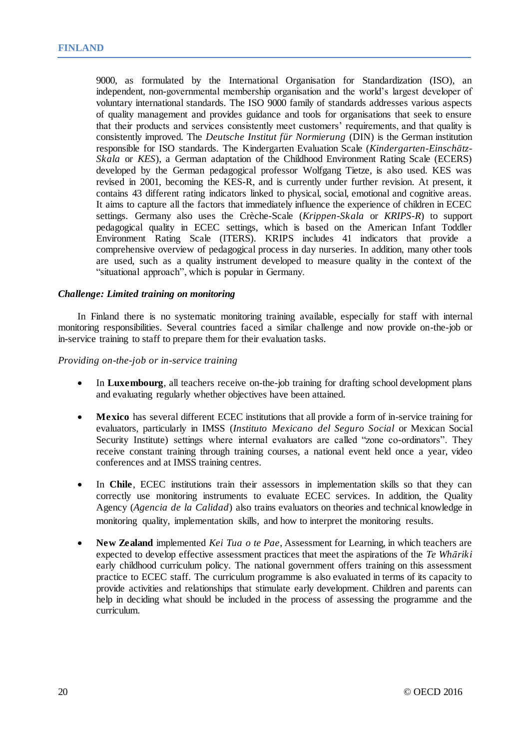9000, as formulated by the International Organisation for Standardization (ISO), an independent, non-governmental membership organisation and the world's largest developer of voluntary international standards. The ISO 9000 family of standards addresses various aspects of quality management and provides guidance and tools for organisations that seek to ensure that their products and services consistently meet customers' requirements, and that quality is consistently improved. The *Deutsche Institut für Normierung* (DIN) is the German institution responsible for ISO standards. The Kindergarten Evaluation Scale (*Kindergarten-Einschätz-Skala* or *KES*), a German adaptation of the Childhood Environment Rating Scale (ECERS) developed by the German pedagogical professor Wolfgang Tietze, is also used. KES was revised in 2001, becoming the KES-R, and is currently under further revision. At present, it contains 43 different rating indicators linked to physical, social, emotional and cognitive areas. It aims to capture all the factors that immediately influence the experience of children in ECEC settings. Germany also uses the Crèche-Scale (*Krippen-Skala* or *KRIPS-R*) to support pedagogical quality in ECEC settings, which is based on the American Infant Toddler Environment Rating Scale (ITERS). KRIPS includes 41 indicators that provide a comprehensive overview of pedagogical process in day nurseries. In addition, many other tools are used, such as a quality instrument developed to measure quality in the context of the "situational approach", which is popular in Germany.

***Challenge: Limited training on monitoring***

In Finland there is no systematic monitoring training available, especially for staff with internal monitoring responsibilities. Several countries faced a similar challenge and now provide on-the-job or in-service training to staff to prepare them for their evaluation tasks.

*Providing on-the-job or in-service training*

- In **Luxembourg**, all teachers receive on-the-job training for drafting school development plans and evaluating regularly whether objectives have been attained.
- **Mexico** has several different ECEC institutions that all provide a form of in-service training for evaluators, particularly in IMSS (*Instituto Mexicano del Seguro Social* or Mexican Social Security Institute) settings where internal evaluators are called "zone co-ordinators". They receive constant training through training courses, a national event held once a year, video conferences and at IMSS training centres.
- In **Chile**, ECEC institutions train their assessors in implementation skills so that they can correctly use monitoring instruments to evaluate ECEC services. In addition, the Quality Agency (*Agencia de la Calidad*) also trains evaluators on theories and technical knowledge in monitoring quality, implementation skills, and how to interpret the monitoring results.
- **New Zealand** implemented *Kei Tua o te Pae*, Assessment for Learning, in which teachers are expected to develop effective assessment practices that meet the aspirations of the *Te Whāriki* early childhood curriculum policy. The national government offers training on this assessment practice to ECEC staff. The curriculum programme is also evaluated in terms of its capacity to provide activities and relationships that stimulate early development. Children and parents can help in deciding what should be included in the process of assessing the programme and the curriculum.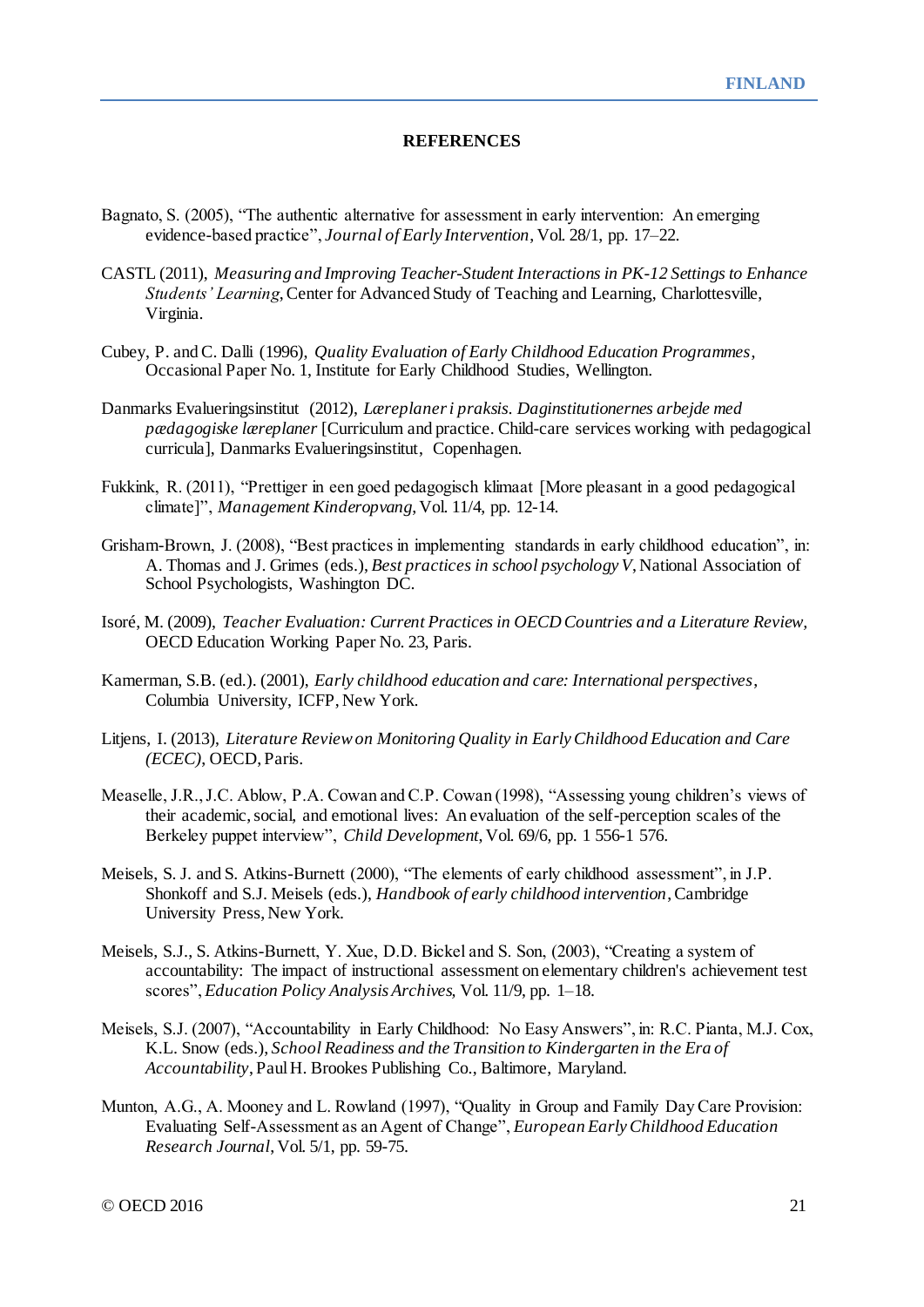## REFERENCES

Bagnato, S. (2005), "The authentic alternative for assessment in early intervention: An emerging evidence-based practice", *Journal of Early Intervention*, Vol. 28/1, pp. 17–22.

CASTL (2011), *Measuring and Improving Teacher-Student Interactions in PK-12 Settings to Enhance Students' Learning*, Center for Advanced Study of Teaching and Learning, Charlottesville, Virginia.

Cubey, P. and C. Dalli (1996), *Quality Evaluation of Early Childhood Education Programmes*, Occasional Paper No. 1, Institute for Early Childhood Studies, Wellington.

Danmarks Evalueringsinstitut (2012), *Læreplaner i praksis. Daginstitutionernes arbejde med pædagogiske læreplaner* [Curriculum and practice. Child-care services working with pedagogical curricula], Danmarks Evalueringsinstitut, Copenhagen.

Fukkink, R. (2011), "Prettiger in een goed pedagogisch klimaat [More pleasant in a good pedagogical climate]", *Management Kinderopvang*, Vol. 11/4, pp. 12-14.

Grisham-Brown, J. (2008), "Best practices in implementing standards in early childhood education", in: A. Thomas and J. Grimes (eds.), *Best practices in school psychology V*, National Association of School Psychologists, Washington DC.

Isoré, M. (2009), *Teacher Evaluation: Current Practices in OECD Countries and a Literature Review,* OECD Education Working Paper No. 23, Paris.

Kamerman, S.B. (ed.). (2001), *Early childhood education and care: International perspectives*, Columbia University, ICFP, New York.

Litjens, I. (2013), *Literature Review on Monitoring Quality in Early Childhood Education and Care (ECEC)*, OECD, Paris.

Measelle, J.R., J.C. Ablow, P.A. Cowan and C.P. Cowan (1998), "Assessing young children's views of their academic, social, and emotional lives: An evaluation of the self-perception scales of the Berkeley puppet interview", *Child Development*, Vol. 69/6, pp. 1 556-1 576.

Meisels, S. J. and S. Atkins-Burnett (2000), "The elements of early childhood assessment", in J.P. Shonkoff and S.J. Meisels (eds.), *Handbook of early childhood intervention*, Cambridge University Press, New York.

Meisels, S.J., S. Atkins-Burnett, Y. Xue, D.D. Bickel and S. Son, (2003), "Creating a system of accountability: The impact of instructional assessment on elementary children's achievement test scores", *Education Policy Analysis Archives,* Vol. 11/9, pp. 1–18.

Meisels, S.J. (2007), "Accountability in Early Childhood: No Easy Answers", in: R.C. Pianta, M.J. Cox, K.L. Snow (eds.), *School Readiness and the Transition to Kindergarten in the Era of Accountability*, Paul H. Brookes Publishing Co., Baltimore, Maryland.

Munton, A.G., A. Mooney and L. Rowland (1997), "Quality in Group and Family Day Care Provision: Evaluating Self-Assessment as an Agent of Change", *European Early Childhood Education Research Journal*, Vol. 5/1, pp. 59-75.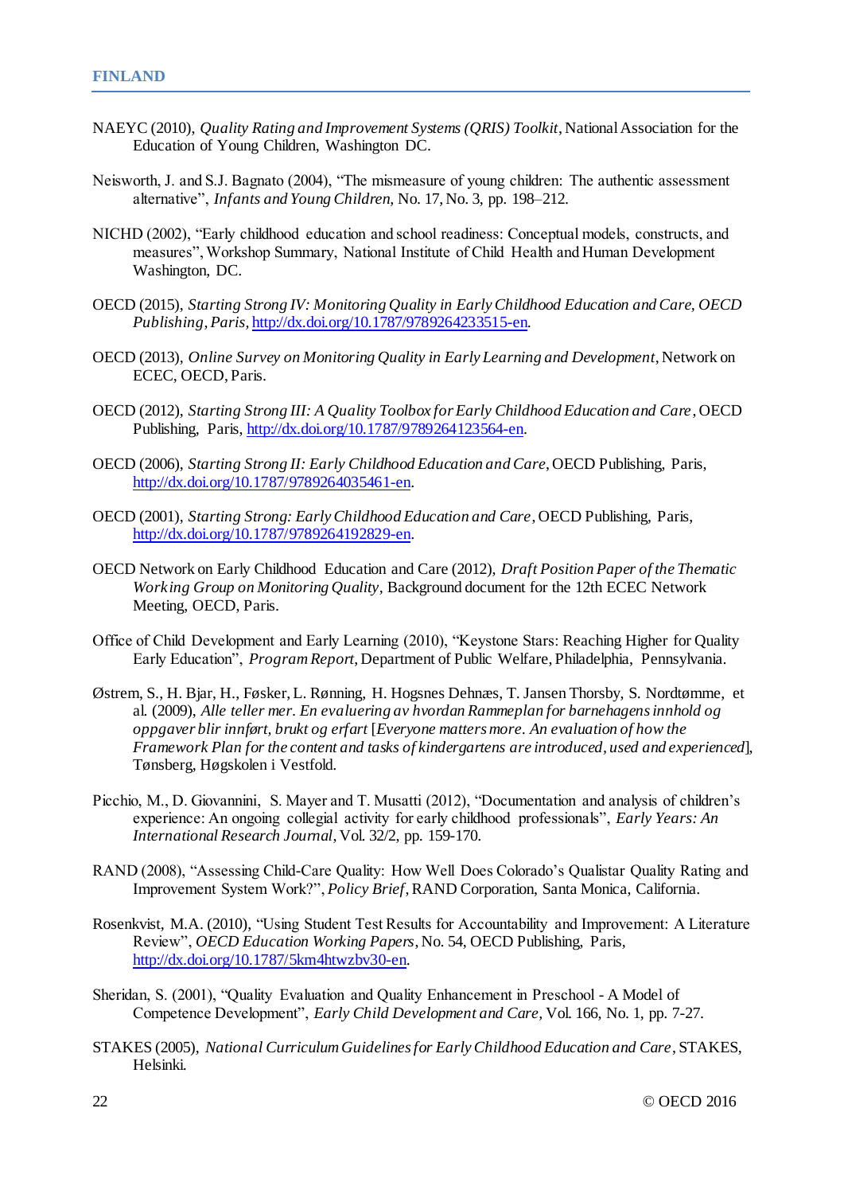NAEYC (2010), *Quality Rating and Improvement Systems (QRIS) Toolkit*, National Association for the Education of Young Children, Washington DC.

Neisworth, J. and S.J. Bagnato (2004), "The mismeasure of young children: The authentic assessment alternative", *Infants and Young Children*, No. 17, No. 3, pp. 198–212.

NICHD (2002), "Early childhood education and school readiness: Conceptual models, constructs, and measures", Workshop Summary, National Institute of Child Health and Human Development Washington, DC.

OECD (2015), *Starting Strong IV: Monitoring Quality in Early Childhood Education and Care, OECD Publishing, Paris*, http://dx.doi.org/10.1787/9789264233515-en.

OECD (2013), *Online Survey on Monitoring Quality in Early Learning and Development*, Network on ECEC, OECD, Paris.

OECD (2012), *Starting Strong III: A Quality Toolbox for Early Childhood Education and Care*, OECD Publishing, Paris, http://dx.doi.org/10.1787/9789264123564-en.

OECD (2006), *Starting Strong II: Early Childhood Education and Care*, OECD Publishing, Paris, http://dx.doi.org/10.1787/9789264035461-en.

OECD (2001), *Starting Strong: Early Childhood Education and Care*, OECD Publishing, Paris, http://dx.doi.org/10.1787/9789264192829-en.

OECD Network on Early Childhood Education and Care (2012), *Draft Position Paper of the Thematic Working Group on Monitoring Quality*, Background document for the 12th ECEC Network Meeting, OECD, Paris.

Office of Child Development and Early Learning (2010), "Keystone Stars: Reaching Higher for Quality Early Education", *Program Report*, Department of Public Welfare, Philadelphia, Pennsylvania.

Østrem, S., H. Bjar, H., Føsker, L. Rønning, H. Hogsnes Dehnæs, T. Jansen Thorsby, S. Nordtømme, et al. (2009), *Alle teller mer. En evaluering av hvordan Rammeplan for barnehagens innhold og oppgaver blir innført, brukt og erfart* [*Everyone matters more. An evaluation of how the Framework Plan for the content and tasks of kindergartens are introduced, used and experienced*], Tønsberg, Høgskolen i Vestfold.

Picchio, M., D. Giovannini, S. Mayer and T. Musatti (2012), "Documentation and analysis of children's experience: An ongoing collegial activity for early childhood professionals", *Early Years: An International Research Journal*, Vol. 32/2, pp. 159-170.

RAND (2008), "Assessing Child-Care Quality: How Well Does Colorado's Qualistar Quality Rating and Improvement System Work?", *Policy Brief*, RAND Corporation, Santa Monica, California.

Rosenkvist, M.A. (2010), "Using Student Test Results for Accountability and Improvement: A Literature Review", *OECD Education Working Papers*, No. 54, OECD Publishing, Paris, http://dx.doi.org/10.1787/5km4htwzbv30-en.

Sheridan, S. (2001), "Quality Evaluation and Quality Enhancement in Preschool - A Model of Competence Development", *Early Child Development and Care*, Vol. 166, No. 1, pp. 7-27.

STAKES (2005), *National Curriculum Guidelines for Early Childhood Education and Care*, STAKES, Helsinki.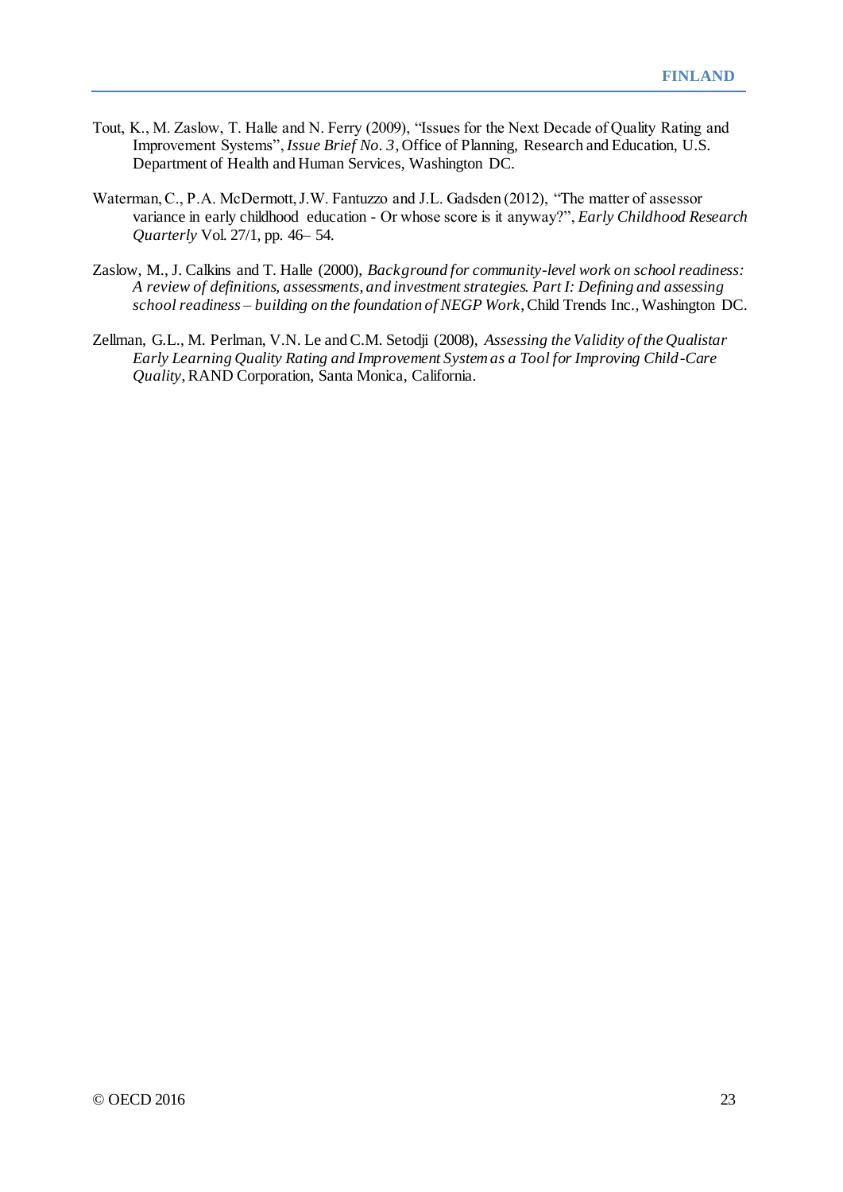Tout, K., M. Zaslow, T. Halle and N. Ferry (2009), "Issues for the Next Decade of Quality Rating and Improvement Systems", *Issue Brief No. 3*, Office of Planning, Research and Education, U.S. Department of Health and Human Services, Washington DC.

Waterman, C., P.A. McDermott, J.W. Fantuzzo and J.L. Gadsden (2012), "The matter of assessor variance in early childhood education - Or whose score is it anyway?", *Early Childhood Research Quarterly* Vol. 27/1, pp. 46– 54.

Zaslow, M., J. Calkins and T. Halle (2000), *Background for community-level work on school readiness: A review of definitions, assessments, and investment strategies. Part I: Defining and assessing school readiness – building on the foundation of NEGP Work*, Child Trends Inc., Washington DC.

Zellman, G.L., M. Perlman, V.N. Le and C.M. Setodji (2008), *Assessing the Validity of the Qualistar Early Learning Quality Rating and Improvement System as a Tool for Improving Child-Care Quality*, RAND Corporation, Santa Monica, California.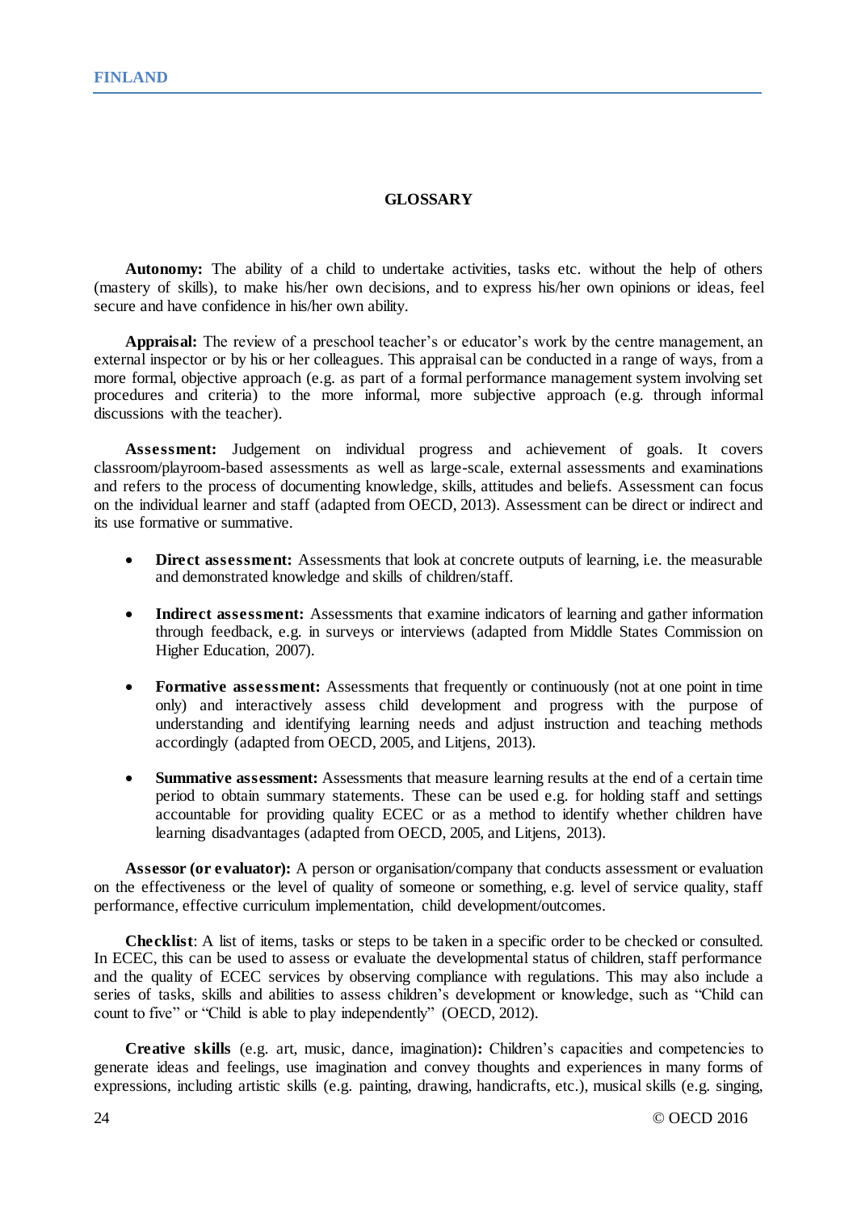## GLOSSARY

**Autonomy:** The ability of a child to undertake activities, tasks etc. without the help of others (mastery of skills), to make his/her own decisions, and to express his/her own opinions or ideas, feel secure and have confidence in his/her own ability.

**Appraisal:** The review of a preschool teacher's or educator's work by the centre management, an external inspector or by his or her colleagues. This appraisal can be conducted in a range of ways, from a more formal, objective approach (e.g. as part of a formal performance management system involving set procedures and criteria) to the more informal, more subjective approach (e.g. through informal discussions with the teacher).

**Assessment:** Judgement on individual progress and achievement of goals. It covers classroom/playroom-based assessments as well as large-scale, external assessments and examinations and refers to the process of documenting knowledge, skills, attitudes and beliefs. Assessment can focus on the individual learner and staff (adapted from OECD, 2013). Assessment can be direct or indirect and its use formative or summative.

- **Direct assessment:** Assessments that look at concrete outputs of learning, i.e. the measurable and demonstrated knowledge and skills of children/staff.
- **Indirect assessment:** Assessments that examine indicators of learning and gather information through feedback, e.g. in surveys or interviews (adapted from Middle States Commission on Higher Education, 2007).
- **Formative assessment:** Assessments that frequently or continuously (not at one point in time only) and interactively assess child development and progress with the purpose of understanding and identifying learning needs and adjust instruction and teaching methods accordingly (adapted from OECD, 2005, and Litjens, 2013).
- **Summative assessment:** Assessments that measure learning results at the end of a certain time period to obtain summary statements. These can be used e.g. for holding staff and settings accountable for providing quality ECEC or as a method to identify whether children have learning disadvantages (adapted from OECD, 2005, and Litjens, 2013).

**Assessor (or evaluator):** A person or organisation/company that conducts assessment or evaluation on the effectiveness or the level of quality of someone or something, e.g. level of service quality, staff performance, effective curriculum implementation, child development/outcomes.

**Checklist**: A list of items, tasks or steps to be taken in a specific order to be checked or consulted. In ECEC, this can be used to assess or evaluate the developmental status of children, staff performance and the quality of ECEC services by observing compliance with regulations. This may also include a series of tasks, skills and abilities to assess children's development or knowledge, such as "Child can count to five" or "Child is able to play independently" (OECD, 2012).

**Creative skills** (e.g. art, music, dance, imagination)**:** Children's capacities and competencies to generate ideas and feelings, use imagination and convey thoughts and experiences in many forms of expressions, including artistic skills (e.g. painting, drawing, handicrafts, etc.), musical skills (e.g. singing,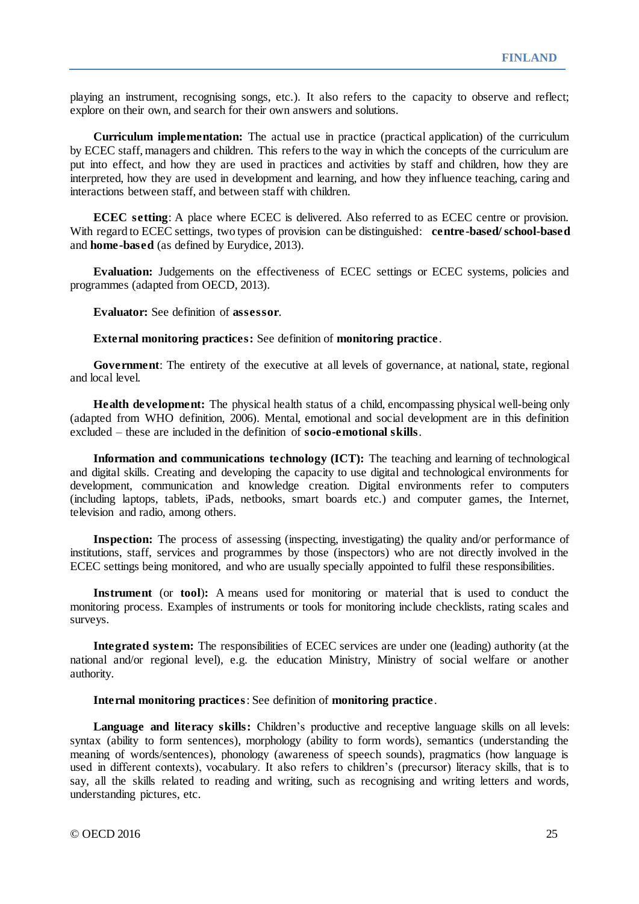playing an instrument, recognising songs, etc.). It also refers to the capacity to observe and reflect; explore on their own, and search for their own answers and solutions.

**Curriculum implementation:** The actual use in practice (practical application) of the curriculum by ECEC staff, managers and children. This refers to the way in which the concepts of the curriculum are put into effect, and how they are used in practices and activities by staff and children, how they are interpreted, how they are used in development and learning, and how they influence teaching, caring and interactions between staff, and between staff with children.

**ECEC setting**: A place where ECEC is delivered. Also referred to as ECEC centre or provision. With regard to ECEC settings, two types of provision can be distinguished: **centre-based/school-based** and **home-based** (as defined by Eurydice, 2013).

**Evaluation:** Judgements on the effectiveness of ECEC settings or ECEC systems, policies and programmes (adapted from OECD, 2013).

**Evaluator:** See definition of **assessor**.

**External monitoring practices:** See definition of **monitoring practice**.

**Government**: The entirety of the executive at all levels of governance, at national, state, regional and local level.

**Health development:** The physical health status of a child, encompassing physical well-being only (adapted from WHO definition, 2006). Mental, emotional and social development are in this definition excluded – these are included in the definition of **socio-emotional skills**.

**Information and communications technology (ICT):** The teaching and learning of technological and digital skills. Creating and developing the capacity to use digital and technological environments for development, communication and knowledge creation. Digital environments refer to computers (including laptops, tablets, iPads, netbooks, smart boards etc.) and computer games, the Internet, television and radio, among others.

**Inspection:** The process of assessing (inspecting, investigating) the quality and/or performance of institutions, staff, services and programmes by those (inspectors) who are not directly involved in the ECEC settings being monitored, and who are usually specially appointed to fulfil these responsibilities.

**Instrument** (or **tool**)**:** A means used for monitoring or material that is used to conduct the monitoring process. Examples of instruments or tools for monitoring include checklists, rating scales and surveys.

**Integrated system:** The responsibilities of ECEC services are under one (leading) authority (at the national and/or regional level), e.g. the education Ministry, Ministry of social welfare or another authority.

**Internal monitoring practices**: See definition of **monitoring practice**.

**Language and literacy skills:** Children's productive and receptive language skills on all levels: syntax (ability to form sentences), morphology (ability to form words), semantics (understanding the meaning of words/sentences), phonology (awareness of speech sounds), pragmatics (how language is used in different contexts), vocabulary. It also refers to children's (precursor) literacy skills, that is to say, all the skills related to reading and writing, such as recognising and writing letters and words, understanding pictures, etc.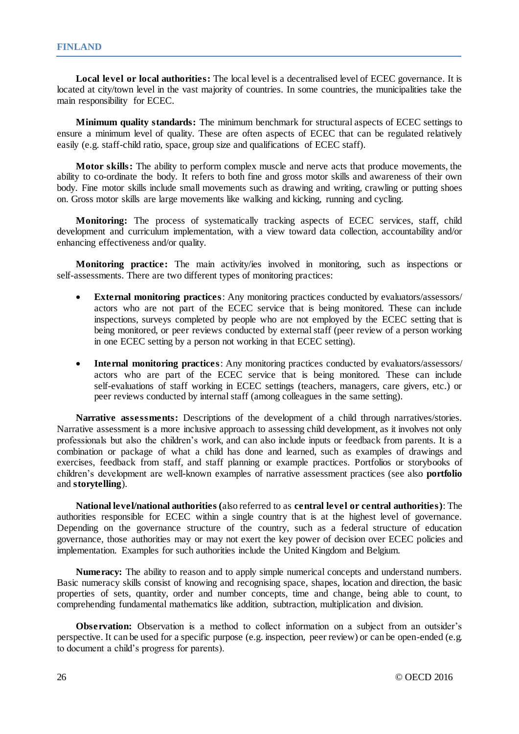**Local level or local authorities:** The local level is a decentralised level of ECEC governance. It is located at city/town level in the vast majority of countries. In some countries, the municipalities take the main responsibility for ECEC.

**Minimum quality standards:** The minimum benchmark for structural aspects of ECEC settings to ensure a minimum level of quality. These are often aspects of ECEC that can be regulated relatively easily (e.g. staff-child ratio, space, group size and qualifications of ECEC staff).

**Motor skills:** The ability to perform complex muscle and nerve acts that produce movements, the ability to co-ordinate the body. It refers to both fine and gross motor skills and awareness of their own body. Fine motor skills include small movements such as drawing and writing, crawling or putting shoes on. Gross motor skills are large movements like walking and kicking, running and cycling.

**Monitoring:** The process of systematically tracking aspects of ECEC services, staff, child development and curriculum implementation, with a view toward data collection, accountability and/or enhancing effectiveness and/or quality.

**Monitoring practice:** The main activity/ies involved in monitoring, such as inspections or self-assessments. There are two different types of monitoring practices:

- **External monitoring practices**: Any monitoring practices conducted by evaluators/assessors/ actors who are not part of the ECEC service that is being monitored. These can include inspections, surveys completed by people who are not employed by the ECEC setting that is being monitored, or peer reviews conducted by external staff (peer review of a person working in one ECEC setting by a person not working in that ECEC setting).

- **Internal monitoring practices**: Any monitoring practices conducted by evaluators/assessors/ actors who are part of the ECEC service that is being monitored. These can include self-evaluations of staff working in ECEC settings (teachers, managers, care givers, etc.) or peer reviews conducted by internal staff (among colleagues in the same setting).

**Narrative assessments:** Descriptions of the development of a child through narratives/stories. Narrative assessment is a more inclusive approach to assessing child development, as it involves not only professionals but also the children's work, and can also include inputs or feedback from parents. It is a combination or package of what a child has done and learned, such as examples of drawings and exercises, feedback from staff, and staff planning or example practices. Portfolios or storybooks of children's development are well-known examples of narrative assessment practices (see also **portfolio** and **storytelling**).

**National level/national authorities (**also referred to as **central level or central authorities)**: The authorities responsible for ECEC within a single country that is at the highest level of governance. Depending on the governance structure of the country, such as a federal structure of education governance, those authorities may or may not exert the key power of decision over ECEC policies and implementation. Examples for such authorities include the United Kingdom and Belgium.

**Numeracy:** The ability to reason and to apply simple numerical concepts and understand numbers. Basic numeracy skills consist of knowing and recognising space, shapes, location and direction, the basic properties of sets, quantity, order and number concepts, time and change, being able to count, to comprehending fundamental mathematics like addition, subtraction, multiplication and division.

**Observation:** Observation is a method to collect information on a subject from an outsider's perspective. It can be used for a specific purpose (e.g. inspection, peer review) or can be open-ended (e.g. to document a child's progress for parents).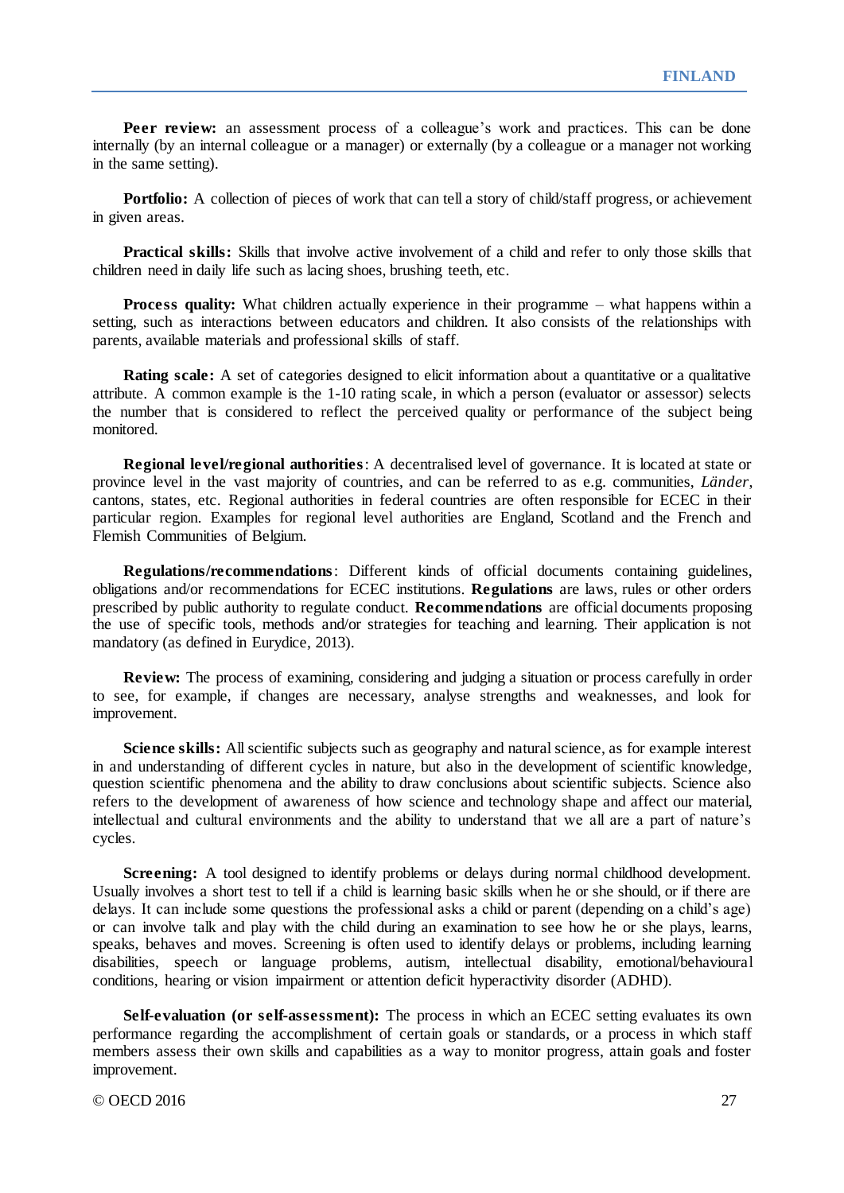**Peer review:** an assessment process of a colleague's work and practices. This can be done internally (by an internal colleague or a manager) or externally (by a colleague or a manager not working in the same setting).

**Portfolio:** A collection of pieces of work that can tell a story of child/staff progress, or achievement in given areas.

**Practical skills:** Skills that involve active involvement of a child and refer to only those skills that children need in daily life such as lacing shoes, brushing teeth, etc.

**Process quality:** What children actually experience in their programme – what happens within a setting, such as interactions between educators and children. It also consists of the relationships with parents, available materials and professional skills of staff.

**Rating scale:** A set of categories designed to elicit information about a quantitative or a qualitative attribute. A common example is the 1-10 rating scale, in which a person (evaluator or assessor) selects the number that is considered to reflect the perceived quality or performance of the subject being monitored.

**Regional level/regional authorities**: A decentralised level of governance. It is located at state or province level in the vast majority of countries, and can be referred to as e.g. communities, *Länder*, cantons, states, etc. Regional authorities in federal countries are often responsible for ECEC in their particular region. Examples for regional level authorities are England, Scotland and the French and Flemish Communities of Belgium.

**Regulations/recommendations**: Different kinds of official documents containing guidelines, obligations and/or recommendations for ECEC institutions. **Regulations** are laws, rules or other orders prescribed by public authority to regulate conduct. **Recommendations** are official documents proposing the use of specific tools, methods and/or strategies for teaching and learning. Their application is not mandatory (as defined in Eurydice, 2013).

**Review:** The process of examining, considering and judging a situation or process carefully in order to see, for example, if changes are necessary, analyse strengths and weaknesses, and look for improvement.

**Science skills:** All scientific subjects such as geography and natural science, as for example interest in and understanding of different cycles in nature, but also in the development of scientific knowledge, question scientific phenomena and the ability to draw conclusions about scientific subjects. Science also refers to the development of awareness of how science and technology shape and affect our material, intellectual and cultural environments and the ability to understand that we all are a part of nature's cycles.

**Screening:** A tool designed to identify problems or delays during normal childhood development. Usually involves a short test to tell if a child is learning basic skills when he or she should, or if there are delays. It can include some questions the professional asks a child or parent (depending on a child's age) or can involve talk and play with the child during an examination to see how he or she plays, learns, speaks, behaves and moves. Screening is often used to identify delays or problems, including learning disabilities, speech or language problems, autism, intellectual disability, emotional/behavioural conditions, hearing or vision impairment or attention deficit hyperactivity disorder (ADHD).

**Self-evaluation (or self-assessment):** The process in which an ECEC setting evaluates its own performance regarding the accomplishment of certain goals or standards, or a process in which staff members assess their own skills and capabilities as a way to monitor progress, attain goals and foster improvement.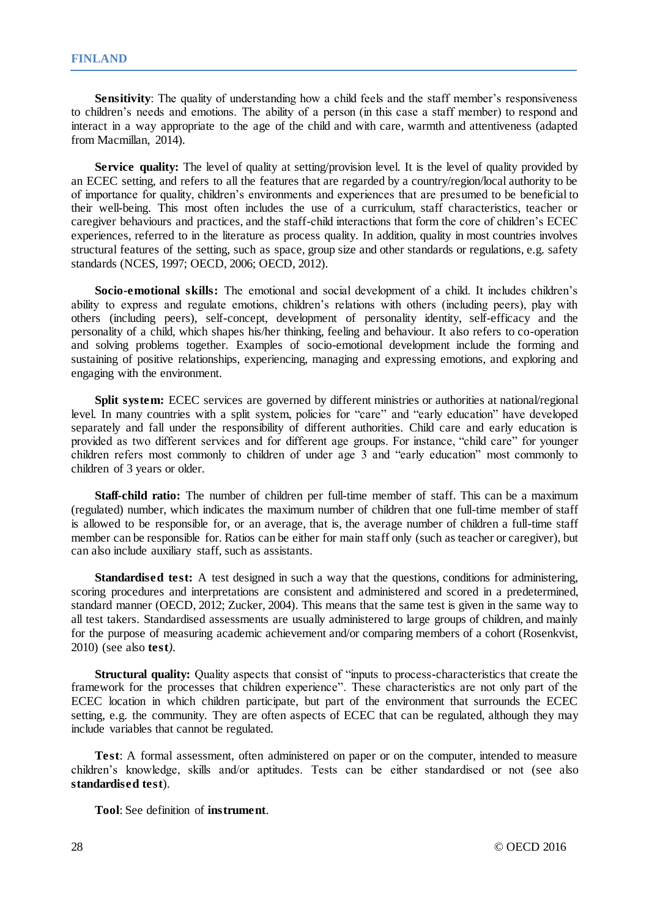**Sensitivity**: The quality of understanding how a child feels and the staff member's responsiveness to children's needs and emotions. The ability of a person (in this case a staff member) to respond and interact in a way appropriate to the age of the child and with care, warmth and attentiveness (adapted from Macmillan, 2014).

**Service quality:** The level of quality at setting/provision level. It is the level of quality provided by an ECEC setting, and refers to all the features that are regarded by a country/region/local authority to be of importance for quality, children's environments and experiences that are presumed to be beneficial to their well-being. This most often includes the use of a curriculum, staff characteristics, teacher or caregiver behaviours and practices, and the staff-child interactions that form the core of children's ECEC experiences, referred to in the literature as process quality. In addition, quality in most countries involves structural features of the setting, such as space, group size and other standards or regulations, e.g. safety standards (NCES, 1997; OECD, 2006; OECD, 2012).

**Socio-emotional skills:** The emotional and social development of a child. It includes children's ability to express and regulate emotions, children's relations with others (including peers), play with others (including peers), self-concept, development of personality identity, self-efficacy and the personality of a child, which shapes his/her thinking, feeling and behaviour. It also refers to co-operation and solving problems together. Examples of socio-emotional development include the forming and sustaining of positive relationships, experiencing, managing and expressing emotions, and exploring and engaging with the environment.

**Split system:** ECEC services are governed by different ministries or authorities at national/regional level. In many countries with a split system, policies for "care" and "early education" have developed separately and fall under the responsibility of different authorities. Child care and early education is provided as two different services and for different age groups. For instance, "child care" for younger children refers most commonly to children of under age 3 and "early education" most commonly to children of 3 years or older.

**Staff-child ratio:** The number of children per full-time member of staff. This can be a maximum (regulated) number, which indicates the maximum number of children that one full-time member of staff is allowed to be responsible for, or an average, that is, the average number of children a full-time staff member can be responsible for. Ratios can be either for main staff only (such as teacher or caregiver), but can also include auxiliary staff, such as assistants.

**Standardised test:** A test designed in such a way that the questions, conditions for administering, scoring procedures and interpretations are consistent and administered and scored in a predetermined, standard manner (OECD, 2012; Zucker, 2004). This means that the same test is given in the same way to all test takers. Standardised assessments are usually administered to large groups of children, and mainly for the purpose of measuring academic achievement and/or comparing members of a cohort (Rosenkvist, 2010) (see also **test**).

**Structural quality:** Quality aspects that consist of "inputs to process-characteristics that create the framework for the processes that children experience". These characteristics are not only part of the ECEC location in which children participate, but part of the environment that surrounds the ECEC setting, e.g. the community. They are often aspects of ECEC that can be regulated, although they may include variables that cannot be regulated.

**Test**: A formal assessment, often administered on paper or on the computer, intended to measure children's knowledge, skills and/or aptitudes. Tests can be either standardised or not (see also **standardised test**).

**Tool**: See definition of **instrument**.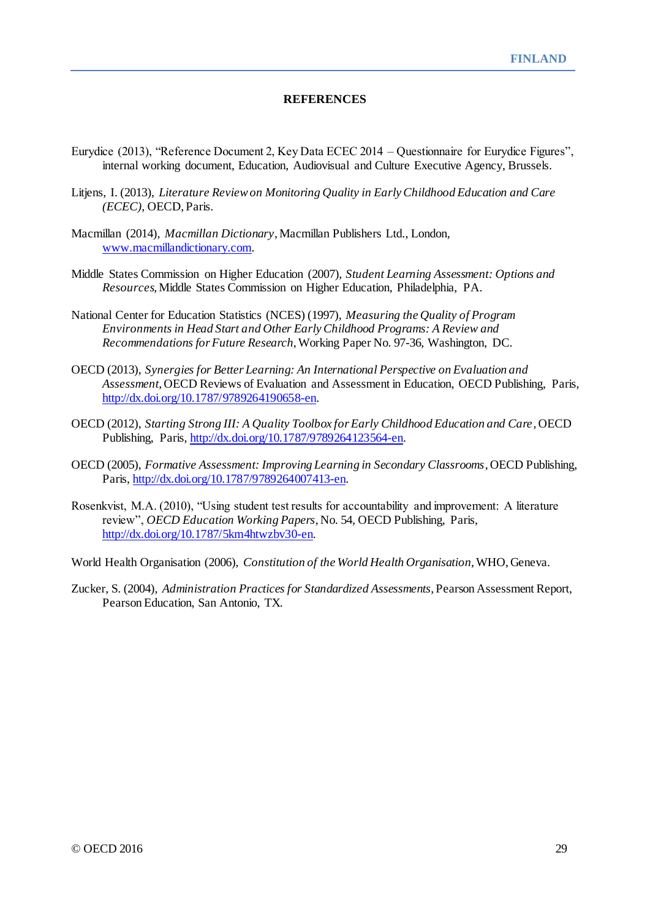# REFERENCES

Eurydice (2013), "Reference Document 2, Key Data ECEC 2014 – Questionnaire for Eurydice Figures", internal working document, Education, Audiovisual and Culture Executive Agency, Brussels.

Litjens, I. (2013), *Literature Review on Monitoring Quality in Early Childhood Education and Care (ECEC)*, OECD, Paris.

Macmillan (2014), *Macmillan Dictionary*, Macmillan Publishers Ltd., London, www.macmillandictionary.com.

Middle States Commission on Higher Education (2007), *Student Learning Assessment: Options and Resources*, Middle States Commission on Higher Education, Philadelphia, PA.

National Center for Education Statistics (NCES) (1997), *Measuring the Quality of Program Environments in Head Start and Other Early Childhood Programs: A Review and Recommendations for Future Research*, Working Paper No. 97-36, Washington, DC.

OECD (2013), *Synergies for Better Learning: An International Perspective on Evaluation and Assessment*, OECD Reviews of Evaluation and Assessment in Education, OECD Publishing, Paris, http://dx.doi.org/10.1787/9789264190658-en.

OECD (2012), *Starting Strong III: A Quality Toolbox for Early Childhood Education and Care*, OECD Publishing, Paris, http://dx.doi.org/10.1787/9789264123564-en.

OECD (2005), *Formative Assessment: Improving Learning in Secondary Classrooms*, OECD Publishing, Paris, http://dx.doi.org/10.1787/9789264007413-en.

Rosenkvist, M.A. (2010), "Using student test results for accountability and improvement: A literature review", *OECD Education Working Papers*, No. 54, OECD Publishing, Paris, http://dx.doi.org/10.1787/5km4htwzbv30-en.

World Health Organisation (2006), *Constitution of the World Health Organisation*, WHO, Geneva.

Zucker, S. (2004), *Administration Practices for Standardized Assessments*, Pearson Assessment Report, Pearson Education, San Antonio, TX.